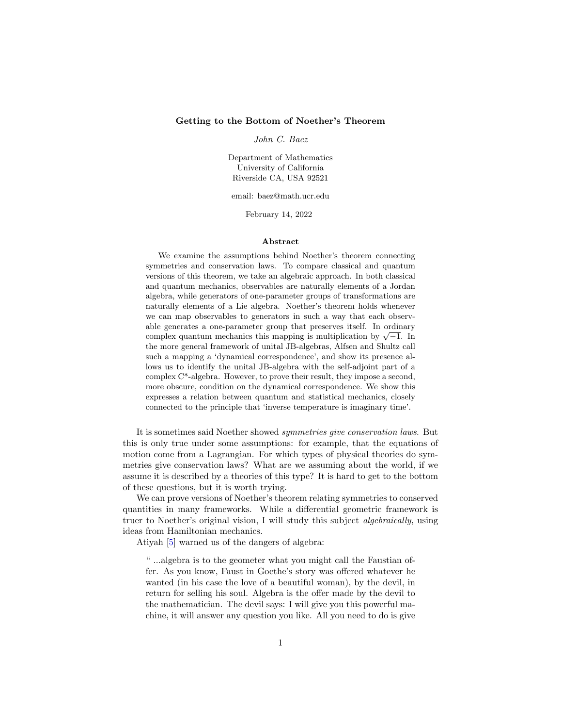# Getting to the Bottom of Noether's Theorem

*John C. Baez*

Department of Mathematics
University of California
Riverside CA, USA 92521

email: baez@math.ucr.edu

February 14, 2022

## Abstract

We examine the assumptions behind Noether's theorem connecting symmetries and conservation laws. To compare classical and quantum versions of this theorem, we take an algebraic approach. In both classical and quantum mechanics, observables are naturally elements of a Jordan algebra, while generators of one-parameter groups of transformations are naturally elements of a Lie algebra. Noether's theorem holds whenever we can map observables to generators in such a way that each observable generates a one-parameter group that preserves itself. In ordinary complex quantum mechanics this mapping is multiplication by $\sqrt{-1}$. In the more general framework of unital JB-algebras, Alfsen and Shultz call such a mapping a 'dynamical correspondence', and show its presence allows us to identify the unital JB-algebra with the self-adjoint part of a complex C*-algebra. However, to prove their result, they impose a second, more obscure, condition on the dynamical correspondence. We show this expresses a relation between quantum and statistical mechanics, closely connected to the principle that 'inverse temperature is imaginary time'.

It is sometimes said Noether showed *symmetries give conservation laws*. But this is only true under some assumptions: for example, that the equations of motion come from a Lagrangian. For which types of physical theories do symmetries give conservation laws? What are we assuming about the world, if we assume it is described by a theories of this type? It is hard to get to the bottom of these questions, but it is worth trying.

We can prove versions of Noether's theorem relating symmetries to conserved quantities in many frameworks. While a differential geometric framework is truer to Noether's original vision, I will study this subject *algebraically*, using ideas from Hamiltonian mechanics.

Atiyah [5] warned us of the dangers of algebra:

> " ...algebra is to the geometer what you might call the Faustian offer. As you know, Faust in Goethe's story was offered whatever he wanted (in his case the love of a beautiful woman), by the devil, in return for selling his soul. Algebra is the offer made by the devil to the mathematician. The devil says: I will give you this powerful machine, it will answer any question you like. All you need to do is give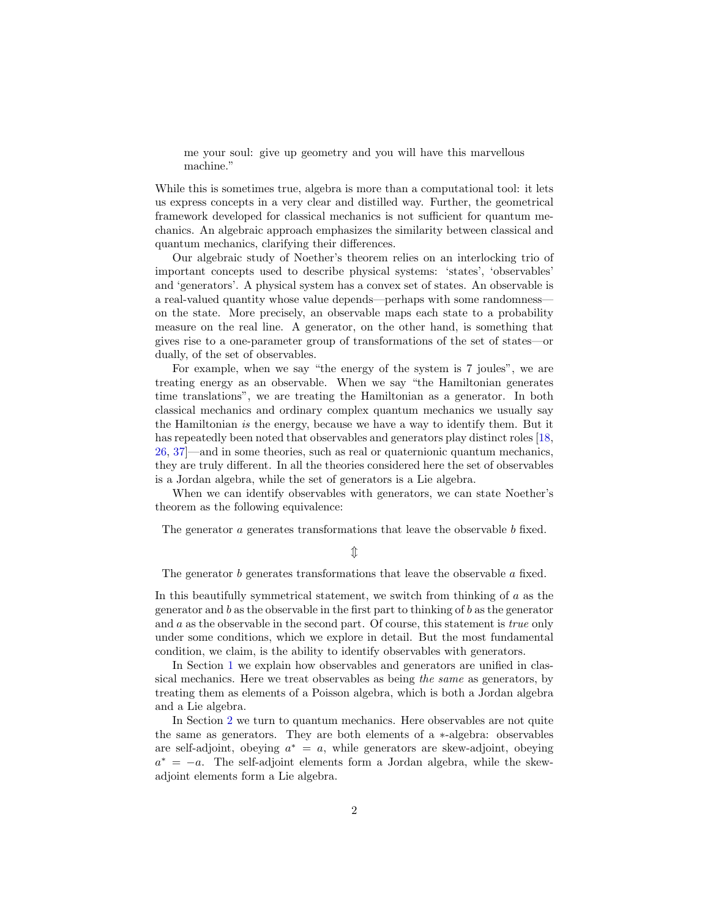> me your soul: give up geometry and you will have this marvellous machine."

While this is sometimes true, algebra is more than a computational tool: it lets us express concepts in a very clear and distilled way. Further, the geometrical framework developed for classical mechanics is not sufficient for quantum mechanics. An algebraic approach emphasizes the similarity between classical and quantum mechanics, clarifying their differences.

Our algebraic study of Noether's theorem relies on an interlocking trio of important concepts used to describe physical systems: 'states', 'observables' and 'generators'. A physical system has a convex set of states. An observable is a real-valued quantity whose value depends—perhaps with some randomness—on the state. More precisely, an observable maps each state to a probability measure on the real line. A generator, on the other hand, is something that gives rise to a one-parameter group of transformations of the set of states—or dually, of the set of observables.

For example, when we say "the energy of the system is 7 joules", we are treating energy as an observable. When we say "the Hamiltonian generates time translations", we are treating the Hamiltonian as a generator. In both classical mechanics and ordinary complex quantum mechanics we usually say the Hamiltonian *is* the energy, because we have a way to identify them. But it has repeatedly been noted that observables and generators play distinct roles [18, 26, 37]—and in some theories, such as real or quaternionic quantum mechanics, they are truly different. In all the theories considered here the set of observables is a Jordan algebra, while the set of generators is a Lie algebra.

When we can identify observables with generators, we can state Noether's theorem as the following equivalence:

The generator $a$ generates transformations that leave the observable $b$ fixed.

$$\Updownarrow$$

The generator $b$ generates transformations that leave the observable $a$ fixed.

In this beautifully symmetrical statement, we switch from thinking of $a$ as the generator and $b$ as the observable in the first part to thinking of $b$ as the generator and $a$ as the observable in the second part. Of course, this statement is *true* only under some conditions, which we explore in detail. But the most fundamental condition, we claim, is the ability to identify observables with generators.

In Section 1 we explain how observables and generators are unified in classical mechanics. Here we treat observables as being *the same* as generators, by treating them as elements of a Poisson algebra, which is both a Jordan algebra and a Lie algebra.

In Section 2 we turn to quantum mechanics. Here observables are not quite the same as generators. They are both elements of a $*$-algebra: observables are self-adjoint, obeying $a^* = a$, while generators are skew-adjoint, obeying $a^* = -a$. The self-adjoint elements form a Jordan algebra, while the skew-adjoint elements form a Lie algebra.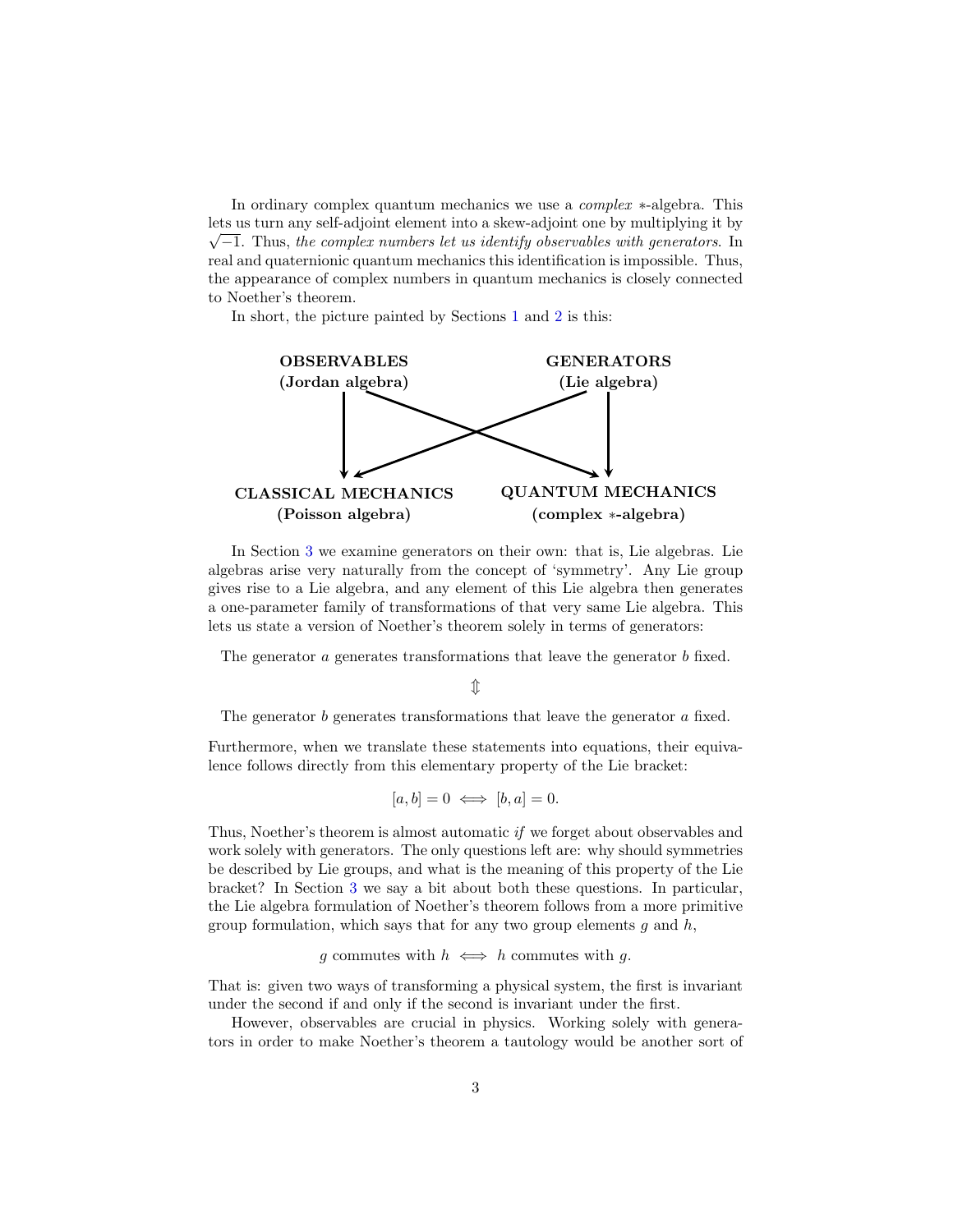In ordinary complex quantum mechanics we use a *complex* $*$-algebra. This lets us turn any self-adjoint element into a skew-adjoint one by multiplying it by $\sqrt{-1}$. Thus, *the complex numbers let us identify observables with generators*. In real and quaternionic quantum mechanics this identification is impossible. Thus, the appearance of complex numbers in quantum mechanics is closely connected to Noether's theorem.

In short, the picture painted by Sections 1 and 2 is this:

**OBSERVABLES (Jordan algebra)** → **CLASSICAL MECHANICS (Poisson algebra)**, **QUANTUM MECHANICS (complex $*$-algebra)**

**GENERATORS (Lie algebra)** → **CLASSICAL MECHANICS (Poisson algebra)**, **QUANTUM MECHANICS (complex $*$-algebra)**

In Section 3 we examine generators on their own: that is, Lie algebras. Lie algebras arise very naturally from the concept of 'symmetry'. Any Lie group gives rise to a Lie algebra, and any element of this Lie algebra then generates a one-parameter family of transformations of that very same Lie algebra. This lets us state a version of Noether's theorem solely in terms of generators:

The generator $a$ generates transformations that leave the generator $b$ fixed.

$$\Updownarrow$$

The generator $b$ generates transformations that leave the generator $a$ fixed.

Furthermore, when we translate these statements into equations, their equivalence follows directly from this elementary property of the Lie bracket:

$$[a,b]=0 \iff [b,a]=0.$$

Thus, Noether's theorem is almost automatic *if* we forget about observables and work solely with generators. The only questions left are: why should symmetries be described by Lie groups, and what is the meaning of this property of the Lie bracket? In Section 3 we say a bit about both these questions. In particular, the Lie algebra formulation of Noether's theorem follows from a more primitive group formulation, which says that for any two group elements $g$ and $h$,

$$g \text{ commutes with } h \iff h \text{ commutes with } g.$$

That is: given two ways of transforming a physical system, the first is invariant under the second if and only if the second is invariant under the first.

However, observables are crucial in physics. Working solely with generators in order to make Noether's theorem a tautology would be another sort of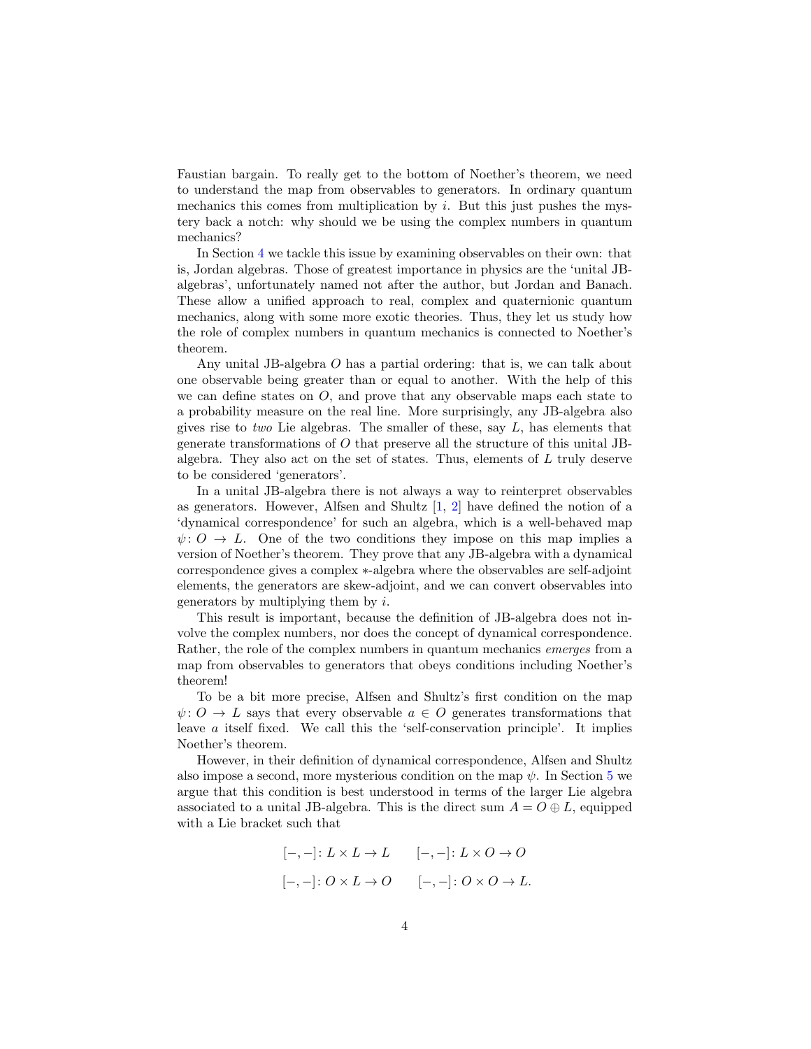Faustian bargain. To really get to the bottom of Noether's theorem, we need to understand the map from observables to generators. In ordinary quantum mechanics this comes from multiplication by $i$. But this just pushes the mystery back a notch: why should we be using the complex numbers in quantum mechanics?

In Section 4 we tackle this issue by examining observables on their own: that is, Jordan algebras. Those of greatest importance in physics are the 'unital JB-algebras', unfortunately named not after the author, but Jordan and Banach. These allow a unified approach to real, complex and quaternionic quantum mechanics, along with some more exotic theories. Thus, they let us study how the role of complex numbers in quantum mechanics is connected to Noether's theorem.

Any unital JB-algebra $O$ has a partial ordering: that is, we can talk about one observable being greater than or equal to another. With the help of this we can define states on $O$, and prove that any observable maps each state to a probability measure on the real line. More surprisingly, any JB-algebra also gives rise to *two* Lie algebras. The smaller of these, say $L$, has elements that generate transformations of $O$ that preserve all the structure of this unital JB-algebra. They also act on the set of states. Thus, elements of $L$ truly deserve to be considered 'generators'.

In a unital JB-algebra there is not always a way to reinterpret observables as generators. However, Alfsen and Shultz [1, 2] have defined the notion of a 'dynamical correspondence' for such an algebra, which is a well-behaved map $\psi\colon O \to L$. One of the two conditions they impose on this map implies a version of Noether's theorem. They prove that any JB-algebra with a dynamical correspondence gives a complex $*$-algebra where the observables are self-adjoint elements, the generators are skew-adjoint, and we can convert observables into generators by multiplying them by $i$.

This result is important, because the definition of JB-algebra does not involve the complex numbers, nor does the concept of dynamical correspondence. Rather, the role of the complex numbers in quantum mechanics *emerges* from a map from observables to generators that obeys conditions including Noether's theorem!

To be a bit more precise, Alfsen and Shultz's first condition on the map $\psi\colon O \to L$ says that every observable $a \in O$ generates transformations that leave $a$ itself fixed. We call this the 'self-conservation principle'. It implies Noether's theorem.

However, in their definition of dynamical correspondence, Alfsen and Shultz also impose a second, more mysterious condition on the map $\psi$. In Section 5 we argue that this condition is best understood in terms of the larger Lie algebra associated to a unital JB-algebra. This is the direct sum $A = O \oplus L$, equipped with a Lie bracket such that

$$
\begin{array}{ll}
[-,-]\colon L \times L \to L & [-,-]\colon L \times O \to O \\
[-,-]\colon O \times L \to O & [-,-]\colon O \times O \to L.
\end{array}
$$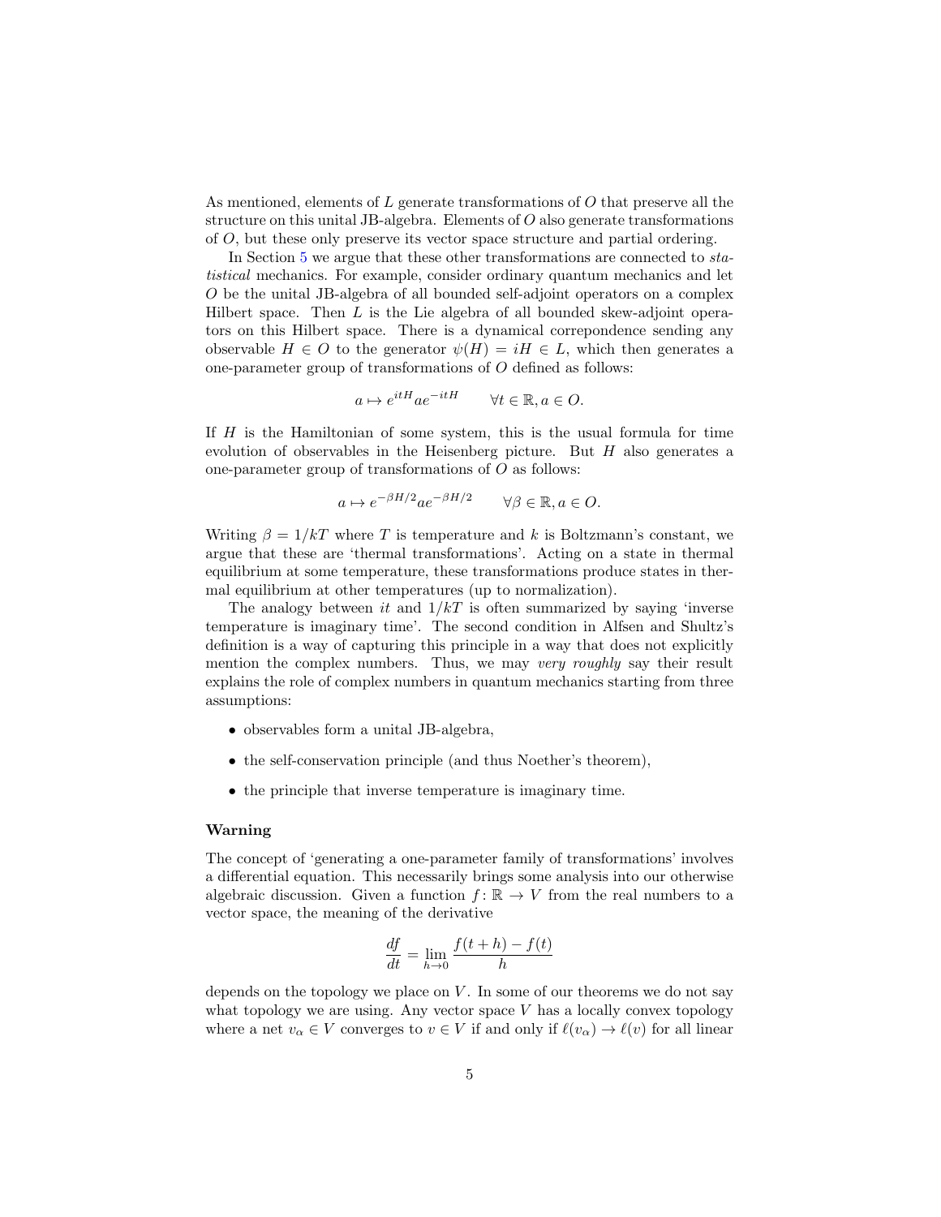As mentioned, elements of $L$ generate transformations of $O$ that preserve all the structure on this unital JB-algebra. Elements of $O$ also generate transformations of $O$, but these only preserve its vector space structure and partial ordering.

In Section 5 we argue that these other transformations are connected to *statistical* mechanics. For example, consider ordinary quantum mechanics and let $O$ be the unital JB-algebra of all bounded self-adjoint operators on a complex Hilbert space. Then $L$ is the Lie algebra of all bounded skew-adjoint operators on this Hilbert space. There is a dynamical correpondence sending any observable $H \in O$ to the generator $\psi(H) = iH \in L$, which then generates a one-parameter group of transformations of $O$ defined as follows:

$$a \mapsto e^{itH} a e^{-itH} \qquad \forall t \in \mathbb{R}, a \in O.$$

If $H$ is the Hamiltonian of some system, this is the usual formula for time evolution of observables in the Heisenberg picture. But $H$ also generates a one-parameter group of transformations of $O$ as follows:

$$a \mapsto e^{-\beta H/2} a e^{-\beta H/2} \qquad \forall \beta \in \mathbb{R}, a \in O.$$

Writing $\beta = 1/kT$ where $T$ is temperature and $k$ is Boltzmann's constant, we argue that these are 'thermal transformations'. Acting on a state in thermal equilibrium at some temperature, these transformations produce states in thermal equilibrium at other temperatures (up to normalization).

The analogy between $it$ and $1/kT$ is often summarized by saying 'inverse temperature is imaginary time'. The second condition in Alfsen and Shultz's definition is a way of capturing this principle in a way that does not explicitly mention the complex numbers. Thus, we may *very roughly* say their result explains the role of complex numbers in quantum mechanics starting from three assumptions:

- observables form a unital JB-algebra,
- the self-conservation principle (and thus Noether's theorem),
- the principle that inverse temperature is imaginary time.

#### Warning

The concept of 'generating a one-parameter family of transformations' involves a differential equation. This necessarily brings some analysis into our otherwise algebraic discussion. Given a function $f\colon \mathbb{R} \to V$ from the real numbers to a vector space, the meaning of the derivative

$$\frac{df}{dt} = \lim_{h \to 0} \frac{f(t+h) - f(t)}{h}$$

depends on the topology we place on $V$. In some of our theorems we do not say what topology we are using. Any vector space $V$ has a locally convex topology where a net $v_\alpha \in V$ converges to $v \in V$ if and only if $\ell(v_\alpha) \to \ell(v)$ for all linear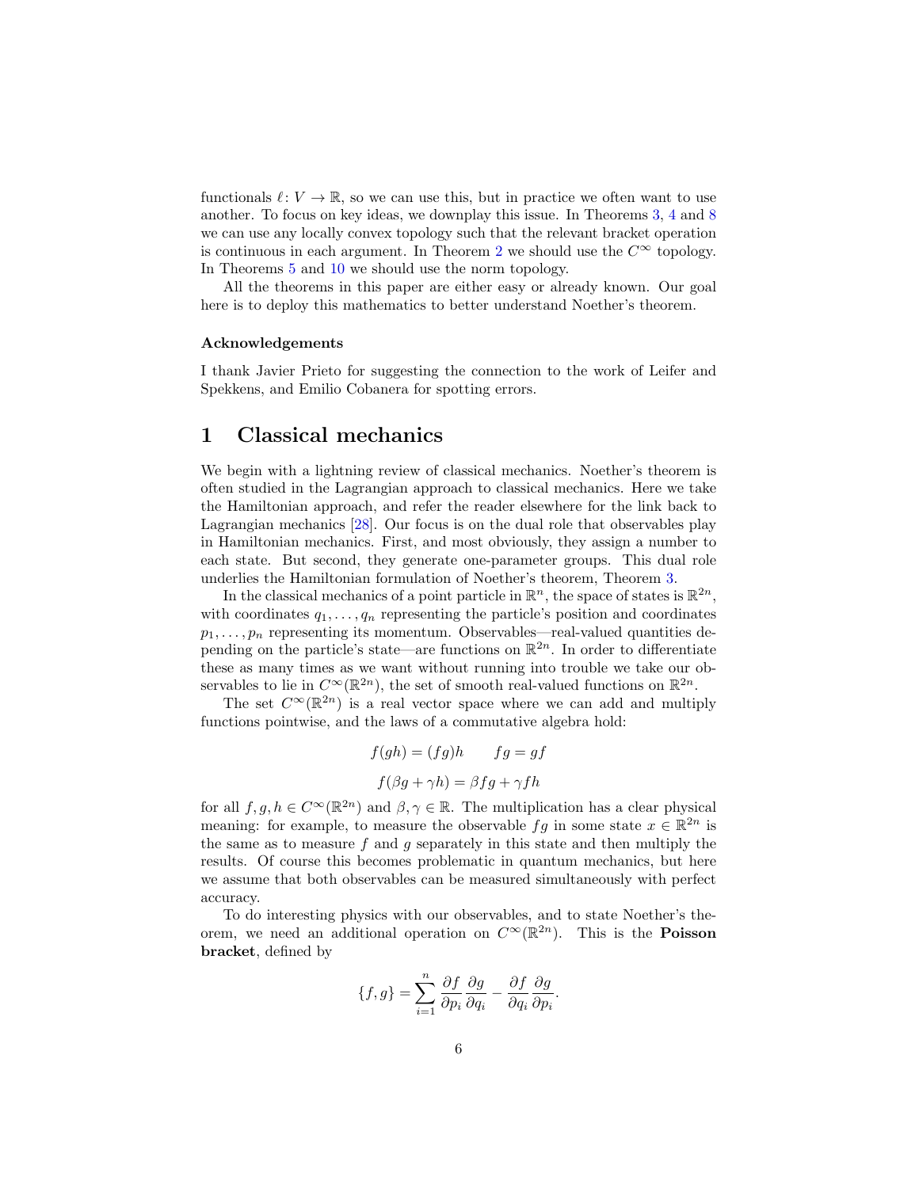functionals $\ell \colon V \to \mathbb{R}$, so we can use this, but in practice we often want to use another. To focus on key ideas, we downplay this issue. In Theorems 3, 4 and 8 we can use any locally convex topology such that the relevant bracket operation is continuous in each argument. In Theorem 2 we should use the $C^\infty$ topology. In Theorems 5 and 10 we should use the norm topology.

All the theorems in this paper are either easy or already known. Our goal here is to deploy this mathematics to better understand Noether's theorem.

### Acknowledgements

I thank Javier Prieto for suggesting the connection to the work of Leifer and Spekkens, and Emilio Cobanera for spotting errors.

## 1 Classical mechanics

We begin with a lightning review of classical mechanics. Noether's theorem is often studied in the Lagrangian approach to classical mechanics. Here we take the Hamiltonian approach, and refer the reader elsewhere for the link back to Lagrangian mechanics [28]. Our focus is on the dual role that observables play in Hamiltonian mechanics. First, and most obviously, they assign a number to each state. But second, they generate one-parameter groups. This dual role underlies the Hamiltonian formulation of Noether's theorem, Theorem 3.

In the classical mechanics of a point particle in $\mathbb{R}^n$, the space of states is $\mathbb{R}^{2n}$, with coordinates $q_1, \dots, q_n$ representing the particle's position and coordinates $p_1, \dots, p_n$ representing its momentum. Observables—real-valued quantities depending on the particle's state—are functions on $\mathbb{R}^{2n}$. In order to differentiate these as many times as we want without running into trouble we take our observables to lie in $C^\infty(\mathbb{R}^{2n})$, the set of smooth real-valued functions on $\mathbb{R}^{2n}$.

The set $C^\infty(\mathbb{R}^{2n})$ is a real vector space where we can add and multiply functions pointwise, and the laws of a commutative algebra hold:

$$f(gh) = (fg)h \qquad fg = gf$$

$$f(\beta g + \gamma h) = \beta fg + \gamma fh$$

for all $f, g, h \in C^\infty(\mathbb{R}^{2n})$ and $\beta, \gamma \in \mathbb{R}$. The multiplication has a clear physical meaning: for example, to measure the observable $fg$ in some state $x \in \mathbb{R}^{2n}$ is the same as to measure $f$ and $g$ separately in this state and then multiply the results. Of course this becomes problematic in quantum mechanics, but here we assume that both observables can be measured simultaneously with perfect accuracy.

To do interesting physics with our observables, and to state Noether's theorem, we need an additional operation on $C^\infty(\mathbb{R}^{2n})$. This is the **Poisson bracket**, defined by

$$\{f, g\} = \sum_{i=1}^{n} \frac{\partial f}{\partial p_i}\frac{\partial g}{\partial q_i} - \frac{\partial f}{\partial q_i}\frac{\partial g}{\partial p_i}.$$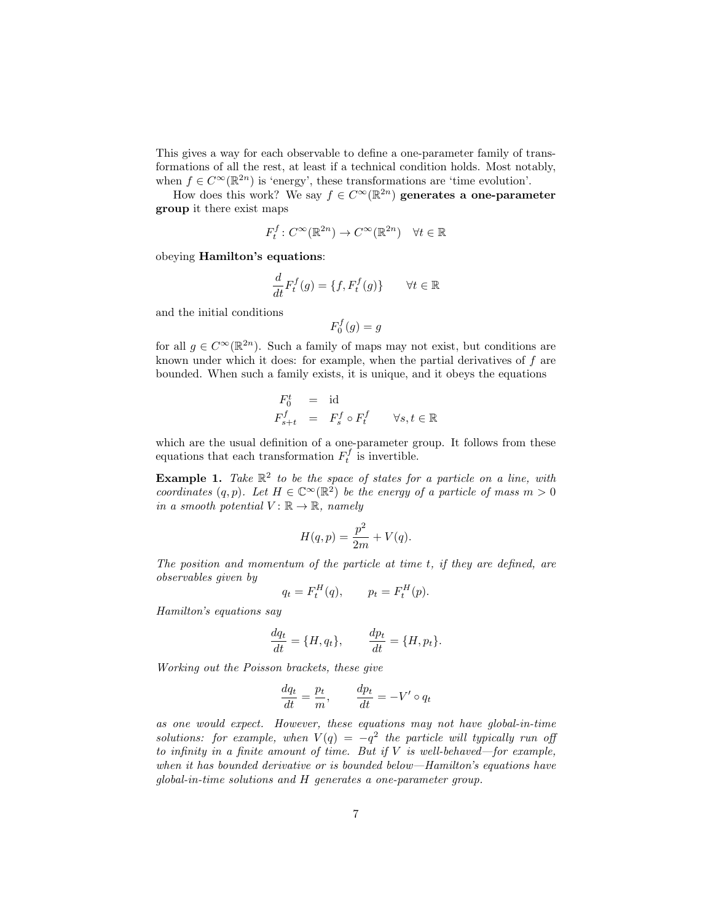This gives a way for each observable to define a one-parameter family of transformations of all the rest, at least if a technical condition holds. Most notably, when $f \in C^\infty(\mathbb{R}^{2n})$ is 'energy', these transformations are 'time evolution'.

How does this work? We say $f \in C^\infty(\mathbb{R}^{2n})$ **generates a one-parameter group** it there exist maps

$$F_t^f \colon C^\infty(\mathbb{R}^{2n}) \to C^\infty(\mathbb{R}^{2n}) \quad \forall t \in \mathbb{R}$$

obeying **Hamilton's equations**:

$$\frac{d}{dt} F_t^f(g) = \{f, F_t^f(g)\} \qquad \forall t \in \mathbb{R}$$

and the initial conditions

$$F_0^f(g) = g$$

for all $g \in C^\infty(\mathbb{R}^{2n})$. Such a family of maps may not exist, but conditions are known under which it does: for example, when the partial derivatives of $f$ are bounded. When such a family exists, it is unique, and it obeys the equations

$$\begin{aligned} F_0^t &= \mathrm{id} \\ F_{s+t}^f &= F_s^f \circ F_t^f \qquad \forall s, t \in \mathbb{R} \end{aligned}$$

which are the usual definition of a one-parameter group. It follows from these equations that each transformation $F_t^f$ is invertible.

**Example 1.** *Take $\mathbb{R}^2$ to be the space of states for a particle on a line, with coordinates $(q, p)$. Let $H \in \mathbb{C}^\infty(\mathbb{R}^2)$ be the energy of a particle of mass $m > 0$ in a smooth potential $V \colon \mathbb{R} \to \mathbb{R}$, namely*

$$H(q, p) = \frac{p^2}{2m} + V(q).$$

*The position and momentum of the particle at time $t$, if they are defined, are observables given by*

$$q_t = F_t^H(q), \qquad p_t = F_t^H(p).$$

*Hamilton's equations say*

$$\frac{dq_t}{dt} = \{H, q_t\}, \qquad \frac{dp_t}{dt} = \{H, p_t\}.$$

*Working out the Poisson brackets, these give*

$$\frac{dq_t}{dt} = \frac{p_t}{m}, \qquad \frac{dp_t}{dt} = -V' \circ q_t$$

*as one would expect. However, these equations may not have global-in-time solutions: for example, when $V(q) = -q^2$ the particle will typically run off to infinity in a finite amount of time. But if $V$ is well-behaved—for example, when it has bounded derivative or is bounded below—Hamilton's equations have global-in-time solutions and $H$ generates a one-parameter group.*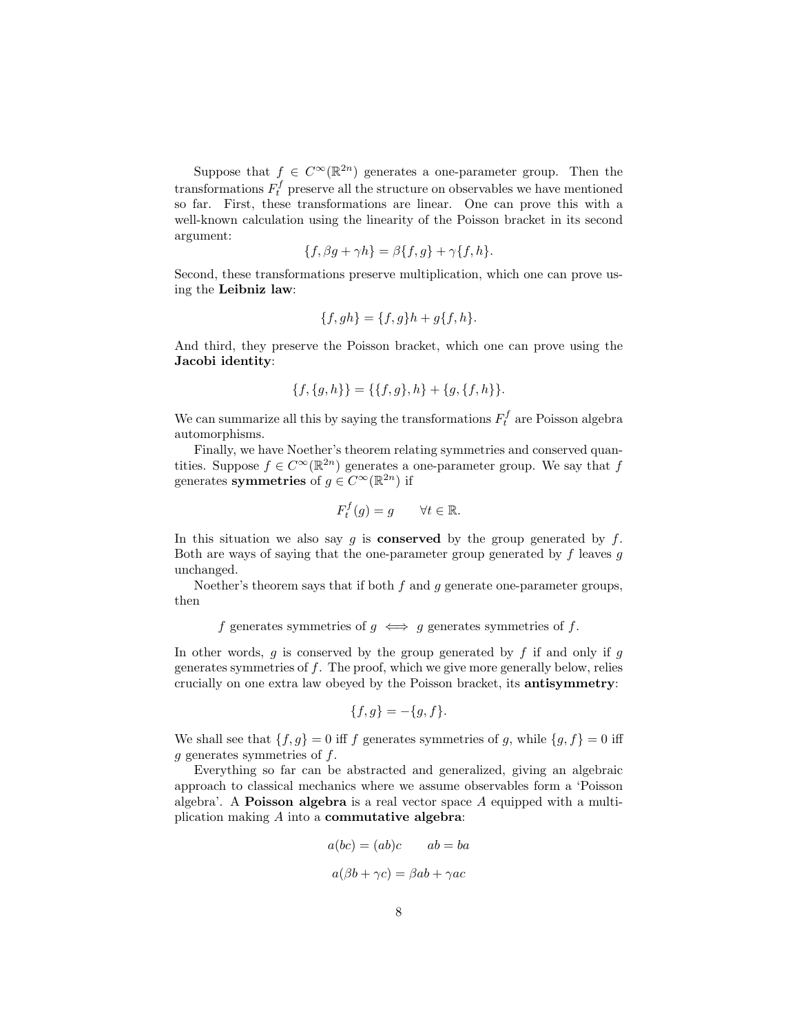Suppose that $f \in C^\infty(\mathbb{R}^{2n})$ generates a one-parameter group. Then the transformations $F_t^f$ preserve all the structure on observables we have mentioned so far. First, these transformations are linear. One can prove this with a well-known calculation using the linearity of the Poisson bracket in its second argument:

$$\{f, \beta g + \gamma h\} = \beta\{f, g\} + \gamma\{f, h\}.$$

Second, these transformations preserve multiplication, which one can prove using the **Leibniz law**:

$$\{f, gh\} = \{f, g\}h + g\{f, h\}.$$

And third, they preserve the Poisson bracket, which one can prove using the **Jacobi identity**:

$$\{f, \{g, h\}\} = \{\{f, g\}, h\} + \{g, \{f, h\}\}.$$

We can summarize all this by saying the transformations $F_t^f$ are Poisson algebra automorphisms.

Finally, we have Noether's theorem relating symmetries and conserved quantities. Suppose $f \in C^\infty(\mathbb{R}^{2n})$ generates a one-parameter group. We say that $f$ generates **symmetries** of $g \in C^\infty(\mathbb{R}^{2n})$ if

$$F_t^f(g) = g \qquad \forall t \in \mathbb{R}.$$

In this situation we also say $g$ is **conserved** by the group generated by $f$. Both are ways of saying that the one-parameter group generated by $f$ leaves $g$ unchanged.

Noether's theorem says that if both $f$ and $g$ generate one-parameter groups, then

$$f \text{ generates symmetries of } g \iff g \text{ generates symmetries of } f.$$

In other words, $g$ is conserved by the group generated by $f$ if and only if $g$ generates symmetries of $f$. The proof, which we give more generally below, relies crucially on one extra law obeyed by the Poisson bracket, its **antisymmetry**:

$$\{f, g\} = -\{g, f\}.$$

We shall see that $\{f, g\} = 0$ iff $f$ generates symmetries of $g$, while $\{g, f\} = 0$ iff $g$ generates symmetries of $f$.

Everything so far can be abstracted and generalized, giving an algebraic approach to classical mechanics where we assume observables form a 'Poisson algebra'. A **Poisson algebra** is a real vector space $A$ equipped with a multiplication making $A$ into a **commutative algebra**:

$$a(bc) = (ab)c \qquad ab = ba$$

$$a(\beta b + \gamma c) = \beta ab + \gamma ac$$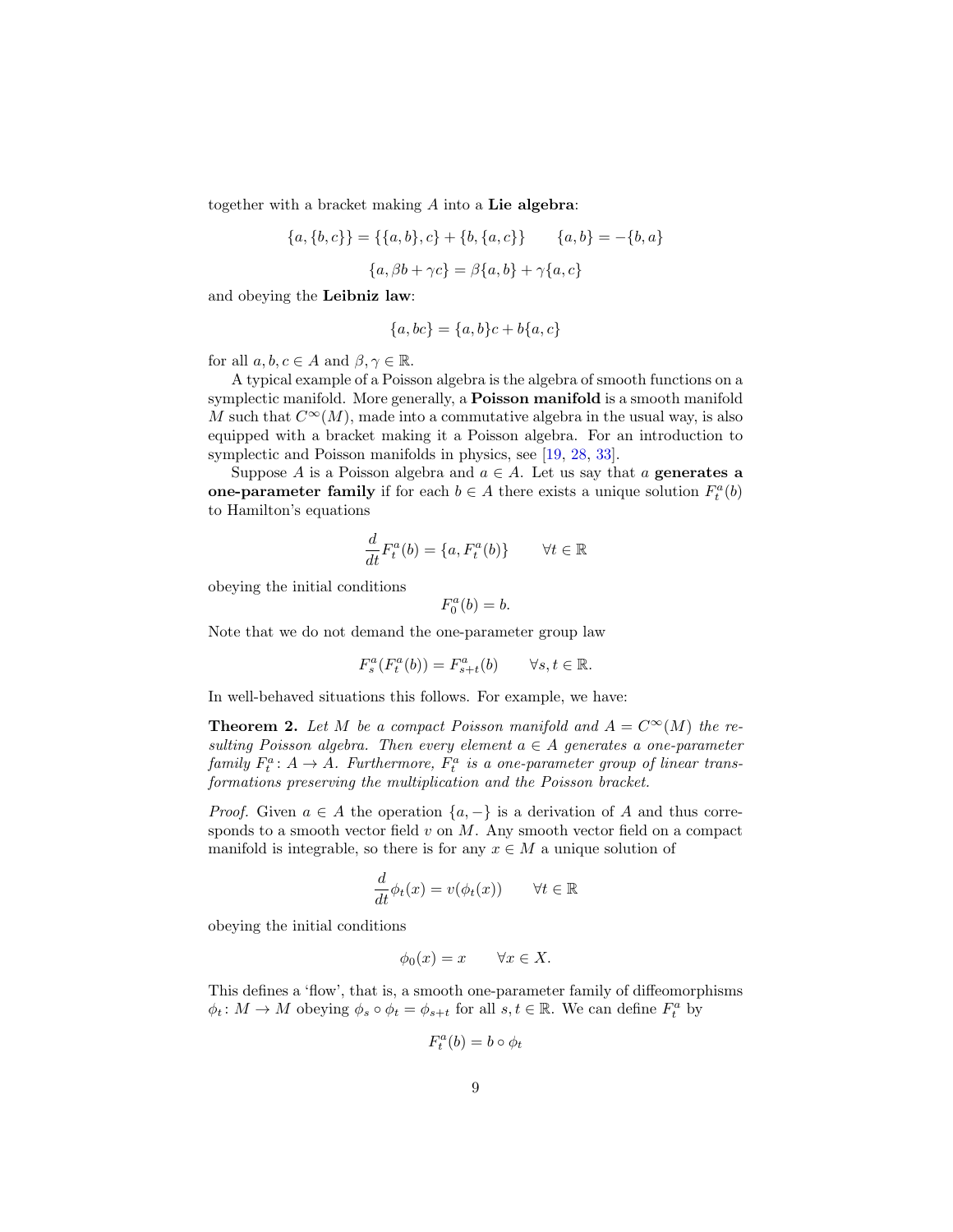together with a bracket making $A$ into a **Lie algebra**:

$$\{a,\{b,c\}\} = \{\{a,b\},c\} + \{b,\{a,c\}\} \qquad \{a,b\} = -\{b,a\}$$

$$\{a, \beta b + \gamma c\} = \beta\{a,b\} + \gamma\{a,c\}$$

and obeying the **Leibniz law**:

$$\{a, bc\} = \{a,b\}c + b\{a,c\}$$

for all $a,b,c \in A$ and $\beta, \gamma \in \mathbb{R}$.

A typical example of a Poisson algebra is the algebra of smooth functions on a symplectic manifold. More generally, a **Poisson manifold** is a smooth manifold $M$ such that $C^\infty(M)$, made into a commutative algebra in the usual way, is also equipped with a bracket making it a Poisson algebra. For an introduction to symplectic and Poisson manifolds in physics, see [19, 28, 33].

Suppose $A$ is a Poisson algebra and $a \in A$. Let us say that $a$ **generates a one-parameter family** if for each $b \in A$ there exists a unique solution $F_t^a(b)$ to Hamilton's equations

$$\frac{d}{dt} F_t^a(b) = \{a, F_t^a(b)\} \qquad \forall t \in \mathbb{R}$$

obeying the initial conditions

$$F_0^a(b) = b.$$

Note that we do not demand the one-parameter group law

$$F_s^a(F_t^a(b)) = F_{s+t}^a(b) \qquad \forall s,t \in \mathbb{R}.$$

In well-behaved situations this follows. For example, we have:

**Theorem 2.** *Let $M$ be a compact Poisson manifold and $A = C^\infty(M)$ the resulting Poisson algebra. Then every element $a \in A$ generates a one-parameter family $F_t^a \colon A \to A$. Furthermore, $F_t^a$ is a one-parameter group of linear transformations preserving the multiplication and the Poisson bracket.*

*Proof.* Given $a \in A$ the operation $\{a,-\}$ is a derivation of $A$ and thus corresponds to a smooth vector field $v$ on $M$. Any smooth vector field on a compact manifold is integrable, so there is for any $x \in M$ a unique solution of

$$\frac{d}{dt}\phi_t(x) = v(\phi_t(x)) \qquad \forall t \in \mathbb{R}$$

obeying the initial conditions

$$\phi_0(x) = x \qquad \forall x \in X.$$

This defines a 'flow', that is, a smooth one-parameter family of diffeomorphisms $\phi_t \colon M \to M$ obeying $\phi_s \circ \phi_t = \phi_{s+t}$ for all $s,t \in \mathbb{R}$. We can define $F_t^a$ by

$$F_t^a(b) = b \circ \phi_t$$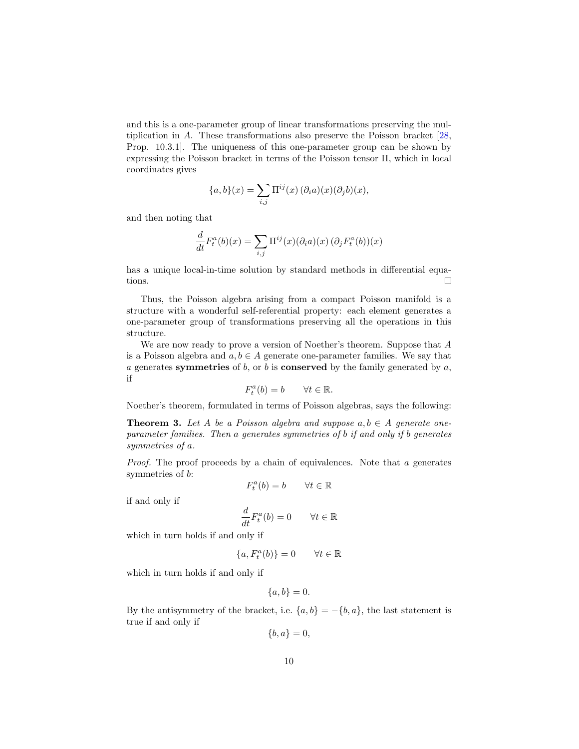and this is a one-parameter group of linear transformations preserving the multiplication in $A$. These transformations also preserve the Poisson bracket [28, Prop. 10.3.1]. The uniqueness of this one-parameter group can be shown by expressing the Poisson bracket in terms of the Poisson tensor $\Pi$, which in local coordinates gives

$$\{a,b\}(x) = \sum_{i,j} \Pi^{ij}(x)\,(\partial_i a)(x)(\partial_j b)(x),$$

and then noting that

$$\frac{d}{dt} F^a_t(b)(x) = \sum_{i,j} \Pi^{ij}(x)(\partial_i a)(x)\,(\partial_j F^a_t(b))(x)$$

has a unique local-in-time solution by standard methods in differential equations. □

Thus, the Poisson algebra arising from a compact Poisson manifold is a structure with a wonderful self-referential property: each element generates a one-parameter group of transformations preserving all the operations in this structure.

We are now ready to prove a version of Noether's theorem. Suppose that $A$ is a Poisson algebra and $a, b \in A$ generate one-parameter families. We say that $a$ generates **symmetries** of $b$, or $b$ is **conserved** by the family generated by $a$, if

$$F^a_t(b) = b \qquad \forall t \in \mathbb{R}.$$

Noether's theorem, formulated in terms of Poisson algebras, says the following:

**Theorem 3.** *Let $A$ be a Poisson algebra and suppose $a, b \in A$ generate one-parameter families. Then $a$ generates symmetries of $b$ if and only if $b$ generates symmetries of $a$.*

*Proof.* The proof proceeds by a chain of equivalences. Note that $a$ generates symmetries of $b$:

$$F^a_t(b) = b \qquad \forall t \in \mathbb{R}$$

if and only if

$$\frac{d}{dt} F^a_t(b) = 0 \qquad \forall t \in \mathbb{R}$$

which in turn holds if and only if

$$\{a, F^a_t(b)\} = 0 \qquad \forall t \in \mathbb{R}$$

which in turn holds if and only if

$$\{a, b\} = 0.$$

By the antisymmetry of the bracket, i.e. $\{a,b\} = -\{b,a\}$, the last statement is true if and only if

$$\{b, a\} = 0,$$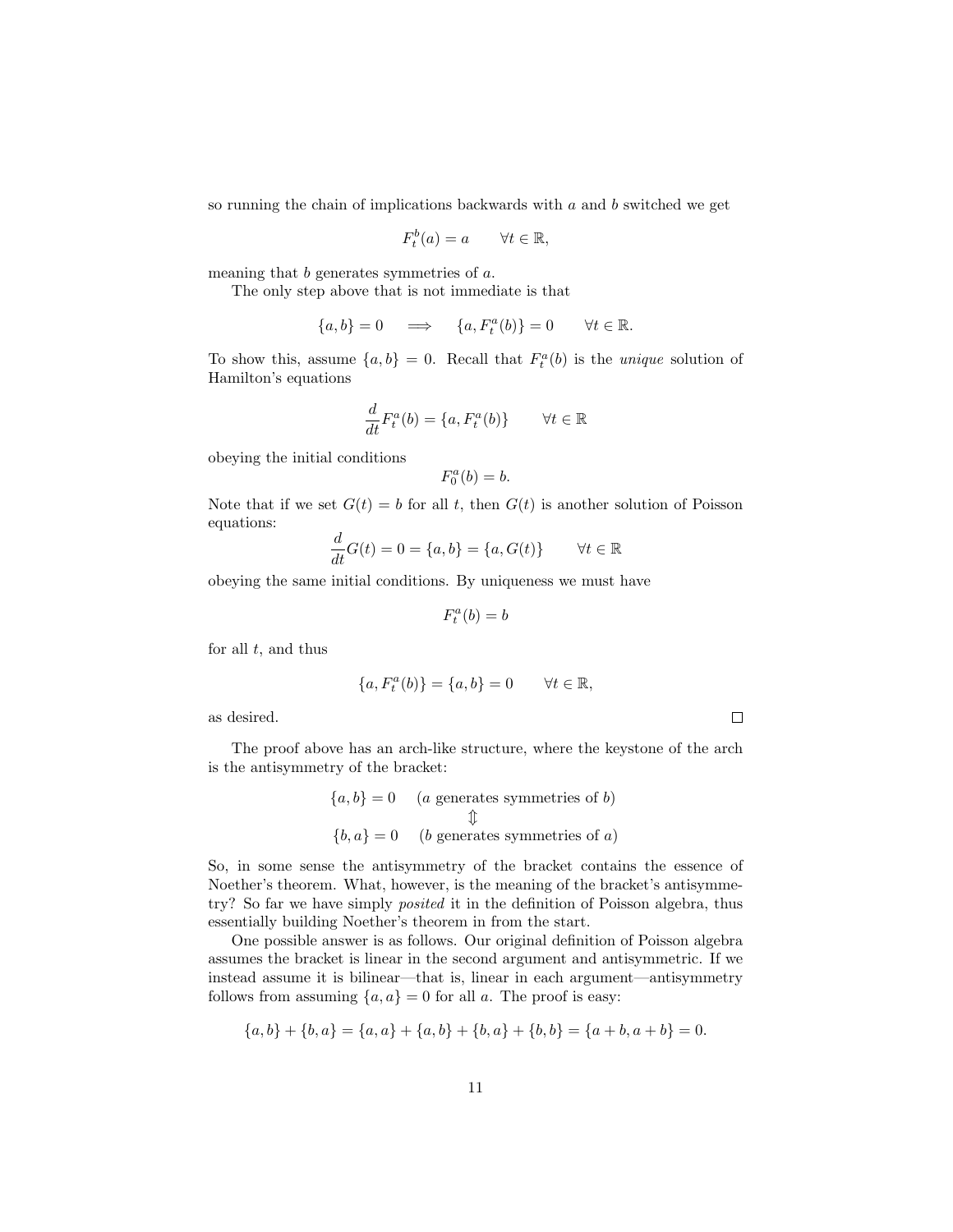so running the chain of implications backwards with $a$ and $b$ switched we get

$$F_t^b(a) = a \qquad \forall t \in \mathbb{R},$$

meaning that $b$ generates symmetries of $a$.

The only step above that is not immediate is that

$$\{a, b\} = 0 \quad \Longrightarrow \quad \{a, F_t^a(b)\} = 0 \qquad \forall t \in \mathbb{R}.$$

To show this, assume $\{a, b\} = 0$. Recall that $F_t^a(b)$ is the *unique* solution of Hamilton's equations

$$\frac{d}{dt} F_t^a(b) = \{a, F_t^a(b)\} \qquad \forall t \in \mathbb{R}$$

obeying the initial conditions

$$F_0^a(b) = b.$$

Note that if we set $G(t) = b$ for all $t$, then $G(t)$ is another solution of Poisson equations:

$$\frac{d}{dt} G(t) = 0 = \{a, b\} = \{a, G(t)\} \qquad \forall t \in \mathbb{R}$$

obeying the same initial conditions. By uniqueness we must have

$$F_t^a(b) = b$$

for all $t$, and thus

$$\{a, F_t^a(b)\} = \{a, b\} = 0 \qquad \forall t \in \mathbb{R},$$

as desired. $\square$

The proof above has an arch-like structure, where the keystone of the arch is the antisymmetry of the bracket:

$$\begin{array}{cc} \{a, b\} = 0 & (a \text{ generates symmetries of } b) \\ & \Updownarrow \\ \{b, a\} = 0 & (b \text{ generates symmetries of } a) \end{array}$$

So, in some sense the antisymmetry of the bracket contains the essence of Noether's theorem. What, however, is the meaning of the bracket's antisymmetry? So far we have simply *posited* it in the definition of Poisson algebra, thus essentially building Noether's theorem in from the start.

One possible answer is as follows. Our original definition of Poisson algebra assumes the bracket is linear in the second argument and antisymmetric. If we instead assume it is bilinear—that is, linear in each argument—antisymmetry follows from assuming $\{a, a\} = 0$ for all $a$. The proof is easy:

$$\{a, b\} + \{b, a\} = \{a, a\} + \{a, b\} + \{b, a\} + \{b, b\} = \{a + b, a + b\} = 0.$$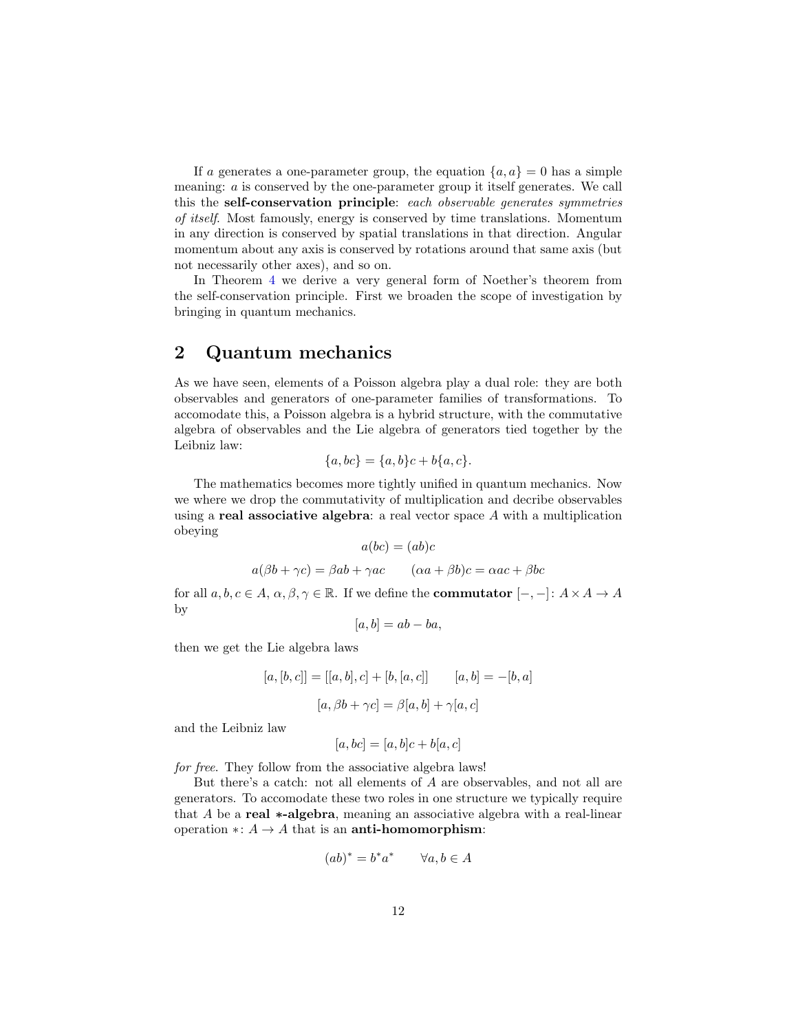If $a$ generates a one-parameter group, the equation $\{a, a\} = 0$ has a simple meaning: $a$ is conserved by the one-parameter group it itself generates. We call this the **self-conservation principle**: *each observable generates symmetries of itself*. Most famously, energy is conserved by time translations. Momentum in any direction is conserved by spatial translations in that direction. Angular momentum about any axis is conserved by rotations around that same axis (but not necessarily other axes), and so on.

In Theorem 4 we derive a very general form of Noether's theorem from the self-conservation principle. First we broaden the scope of investigation by bringing in quantum mechanics.

## 2 Quantum mechanics

As we have seen, elements of a Poisson algebra play a dual role: they are both observables and generators of one-parameter families of transformations. To accomodate this, a Poisson algebra is a hybrid structure, with the commutative algebra of observables and the Lie algebra of generators tied together by the Leibniz law:

$$\{a, bc\} = \{a, b\}c + b\{a, c\}.$$

The mathematics becomes more tightly unified in quantum mechanics. Now we where we drop the commutativity of multiplication and decribe observables using a **real associative algebra**: a real vector space $A$ with a multiplication obeying

$$a(bc) = (ab)c$$

$$a(\beta b + \gamma c) = \beta ab + \gamma ac \qquad (\alpha a + \beta b)c = \alpha ac + \beta bc$$

for all $a, b, c \in A$, $\alpha, \beta, \gamma \in \mathbb{R}$. If we define the **commutator** $[-,-]\colon A \times A \to A$ by

$$[a, b] = ab - ba,$$

then we get the Lie algebra laws

$$[a, [b, c]] = [[a, b], c] + [b, [a, c]] \qquad [a, b] = -[b, a]$$

$$[a, \beta b + \gamma c] = \beta[a, b] + \gamma[a, c]$$

and the Leibniz law

$$[a, bc] = [a, b]c + b[a, c]$$

*for free*. They follow from the associative algebra laws!

But there's a catch: not all elements of $A$ are observables, and not all are generators. To accomodate these two roles in one structure we typically require that $A$ be a **real $*$-algebra**, meaning an associative algebra with a real-linear operation $*\colon A \to A$ that is an **anti-homomorphism**:

$$(ab)^* = b^* a^* \qquad \forall a, b \in A$$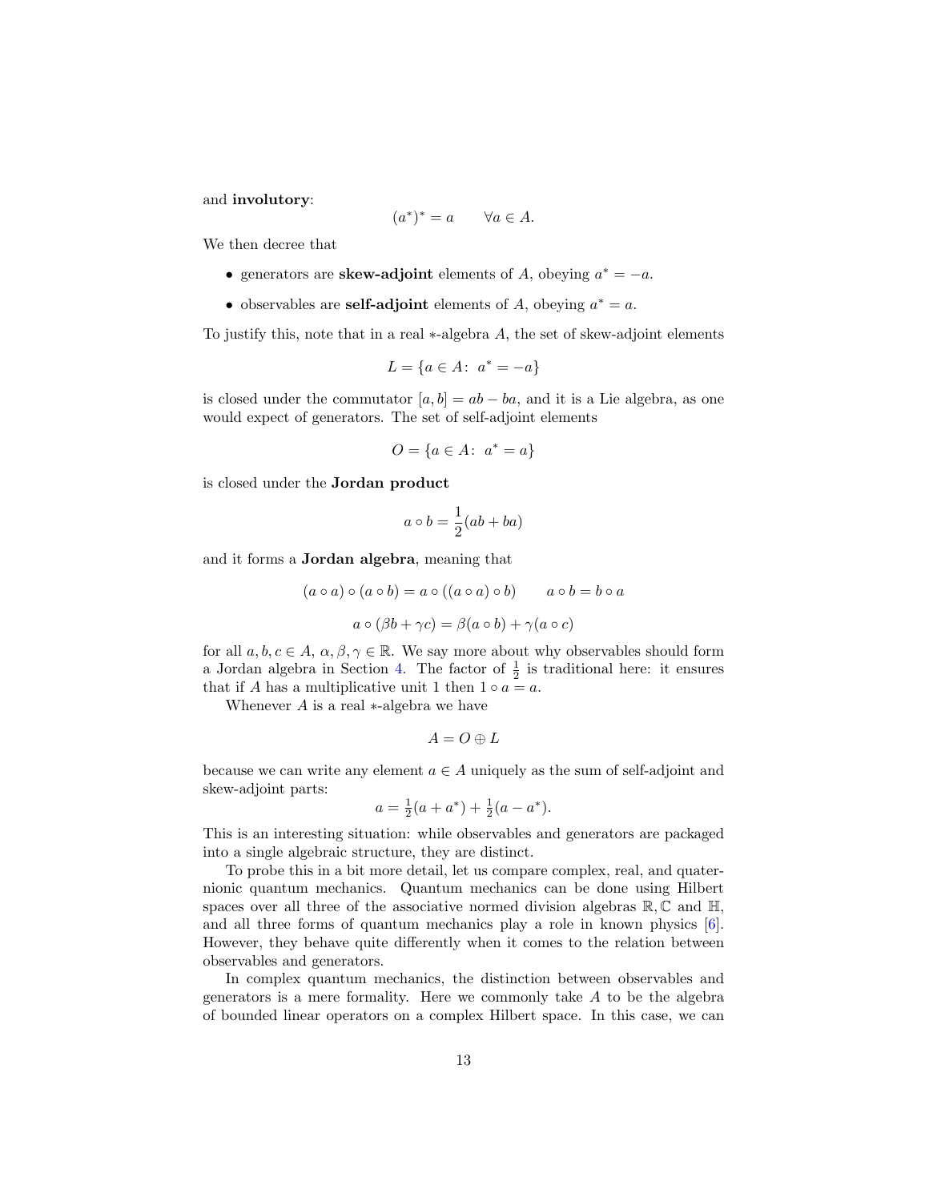and **involutory**:

$$(a^*)^* = a \qquad \forall a \in A.$$

We then decree that

- generators are **skew-adjoint** elements of $A$, obeying $a^* = -a$.
- observables are **self-adjoint** elements of $A$, obeying $a^* = a$.

To justify this, note that in a real $*$-algebra $A$, the set of skew-adjoint elements

$$L = \{a \in A\colon\ a^* = -a\}$$

is closed under the commutator $[a, b] = ab - ba$, and it is a Lie algebra, as one would expect of generators. The set of self-adjoint elements

$$O = \{a \in A\colon\ a^* = a\}$$

is closed under the **Jordan product**

$$a \circ b = \frac{1}{2}(ab + ba)$$

and it forms a **Jordan algebra**, meaning that

$$(a \circ a) \circ (a \circ b) = a \circ ((a \circ a) \circ b) \qquad a \circ b = b \circ a$$

$$a \circ (\beta b + \gamma c) = \beta(a \circ b) + \gamma(a \circ c)$$

for all $a, b, c \in A$, $\alpha, \beta, \gamma \in \mathbb{R}$. We say more about why observables should form a Jordan algebra in Section 4. The factor of $\frac{1}{2}$ is traditional here: it ensures that if $A$ has a multiplicative unit 1 then $1 \circ a = a$.

Whenever $A$ is a real $*$-algebra we have

$$A = O \oplus L$$

because we can write any element $a \in A$ uniquely as the sum of self-adjoint and skew-adjoint parts:

$$a = \tfrac{1}{2}(a + a^*) + \tfrac{1}{2}(a - a^*).$$

This is an interesting situation: while observables and generators are packaged into a single algebraic structure, they are distinct.

To probe this in a bit more detail, let us compare complex, real, and quaternionic quantum mechanics. Quantum mechanics can be done using Hilbert spaces over all three of the associative normed division algebras $\mathbb{R}, \mathbb{C}$ and $\mathbb{H}$, and all three forms of quantum mechanics play a role in known physics [6]. However, they behave quite differently when it comes to the relation between observables and generators.

In complex quantum mechanics, the distinction between observables and generators is a mere formality. Here we commonly take $A$ to be the algebra of bounded linear operators on a complex Hilbert space. In this case, we can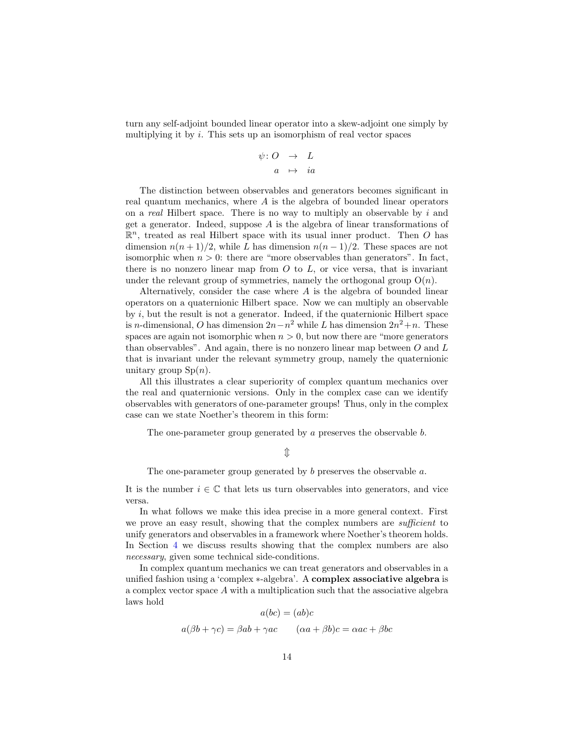turn any self-adjoint bounded linear operator into a skew-adjoint one simply by multiplying it by $i$. This sets up an isomorphism of real vector spaces

$$\begin{array}{rcl} \psi\colon O & \to & L \\ a & \mapsto & ia \end{array}$$

The distinction between observables and generators becomes significant in real quantum mechanics, where $A$ is the algebra of bounded linear operators on a *real* Hilbert space. There is no way to multiply an observable by $i$ and get a generator. Indeed, suppose $A$ is the algebra of linear transformations of $\mathbb{R}^n$, treated as real Hilbert space with its usual inner product. Then $O$ has dimension $n(n+1)/2$, while $L$ has dimension $n(n-1)/2$. These spaces are not isomorphic when $n > 0$: there are "more observables than generators". In fact, there is no nonzero linear map from $O$ to $L$, or vice versa, that is invariant under the relevant group of symmetries, namely the orthogonal group $\mathrm{O}(n)$.

Alternatively, consider the case where $A$ is the algebra of bounded linear operators on a quaternionic Hilbert space. Now we can multiply an observable by $i$, but the result is not a generator. Indeed, if the quaternionic Hilbert space is $n$-dimensional, $O$ has dimension $2n-n^2$ while $L$ has dimension $2n^2+n$. These spaces are again not isomorphic when $n > 0$, but now there are "more generators than observables". And again, there is no nonzero linear map between $O$ and $L$ that is invariant under the relevant symmetry group, namely the quaternionic unitary group $\mathrm{Sp}(n)$.

All this illustrates a clear superiority of complex quantum mechanics over the real and quaternionic versions. Only in the complex case can we identify observables with generators of one-parameter groups! Thus, only in the complex case can we state Noether's theorem in this form:

The one-parameter group generated by $a$ preserves the observable $b$.

$$\Updownarrow$$

The one-parameter group generated by $b$ preserves the observable $a$.

It is the number $i \in \mathbb{C}$ that lets us turn observables into generators, and vice versa.

In what follows we make this idea precise in a more general context. First we prove an easy result, showing that the complex numbers are *sufficient* to unify generators and observables in a framework where Noether's theorem holds. In Section 4 we discuss results showing that the complex numbers are also *necessary*, given some technical side-conditions.

In complex quantum mechanics we can treat generators and observables in a unified fashion using a 'complex $*$-algebra'. A **complex associative algebra** is a complex vector space $A$ with a multiplication such that the associative algebra laws hold

$$a(bc) = (ab)c$$

$$a(\beta b + \gamma c) = \beta ab + \gamma ac \qquad (\alpha a + \beta b)c = \alpha ac + \beta bc$$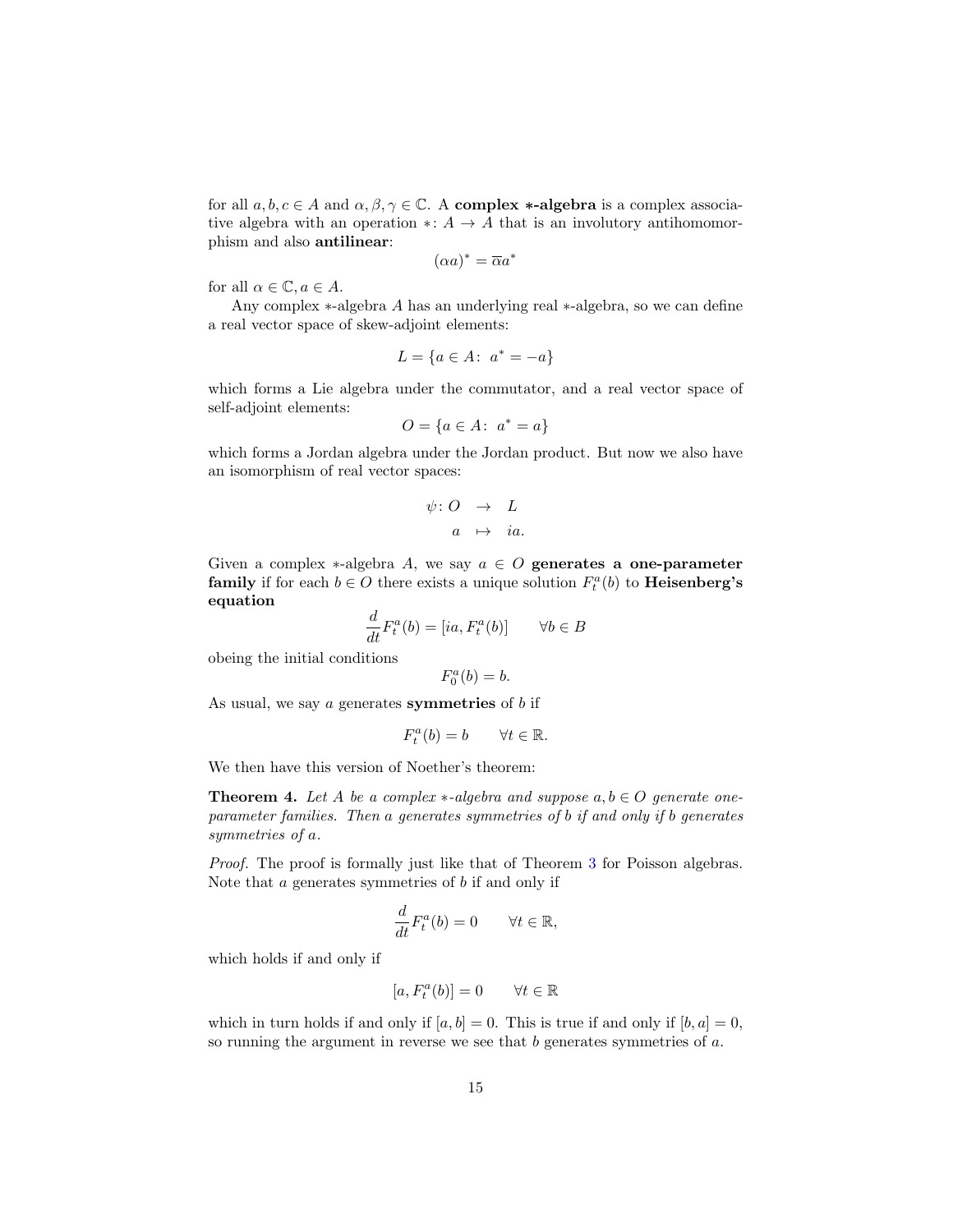for all $a, b, c \in A$ and $\alpha, \beta, \gamma \in \mathbb{C}$. A **complex $*$-algebra** is a complex associative algebra with an operation $*\colon A \to A$ that is an involutory antihomomorphism and also **antilinear**:

$$(\alpha a)^* = \overline{\alpha} a^*$$

for all $\alpha \in \mathbb{C}, a \in A$.

Any complex $*$-algebra $A$ has an underlying real $*$-algebra, so we can define a real vector space of skew-adjoint elements:

$$L = \{a \in A\colon\ a^* = -a\}$$

which forms a Lie algebra under the commutator, and a real vector space of self-adjoint elements:

$$O = \{a \in A\colon\ a^* = a\}$$

which forms a Jordan algebra under the Jordan product. But now we also have an isomorphism of real vector spaces:

$$\begin{array}{rcl} \psi\colon O & \to & L \\ a & \mapsto & ia. \end{array}$$

Given a complex $*$-algebra $A$, we say $a \in O$ **generates a one-parameter family** if for each $b \in O$ there exists a unique solution $F_t^a(b)$ to **Heisenberg's equation**

$$\frac{d}{dt} F_t^a(b) = [ia, F_t^a(b)] \qquad \forall b \in B$$

obeing the initial conditions

$$F_0^a(b) = b.$$

As usual, we say $a$ generates **symmetries** of $b$ if

$$F_t^a(b) = b \qquad \forall t \in \mathbb{R}.$$

We then have this version of Noether's theorem:

**Theorem 4.** *Let $A$ be a complex $*$-algebra and suppose $a, b \in O$ generate one-parameter families. Then $a$ generates symmetries of $b$ if and only if $b$ generates symmetries of $a$.*

*Proof.* The proof is formally just like that of Theorem 3 for Poisson algebras. Note that $a$ generates symmetries of $b$ if and only if

$$\frac{d}{dt} F_t^a(b) = 0 \qquad \forall t \in \mathbb{R},$$

which holds if and only if

$$[a, F_t^a(b)] = 0 \qquad \forall t \in \mathbb{R}$$

which in turn holds if and only if $[a, b] = 0$. This is true if and only if $[b, a] = 0$, so running the argument in reverse we see that $b$ generates symmetries of $a$.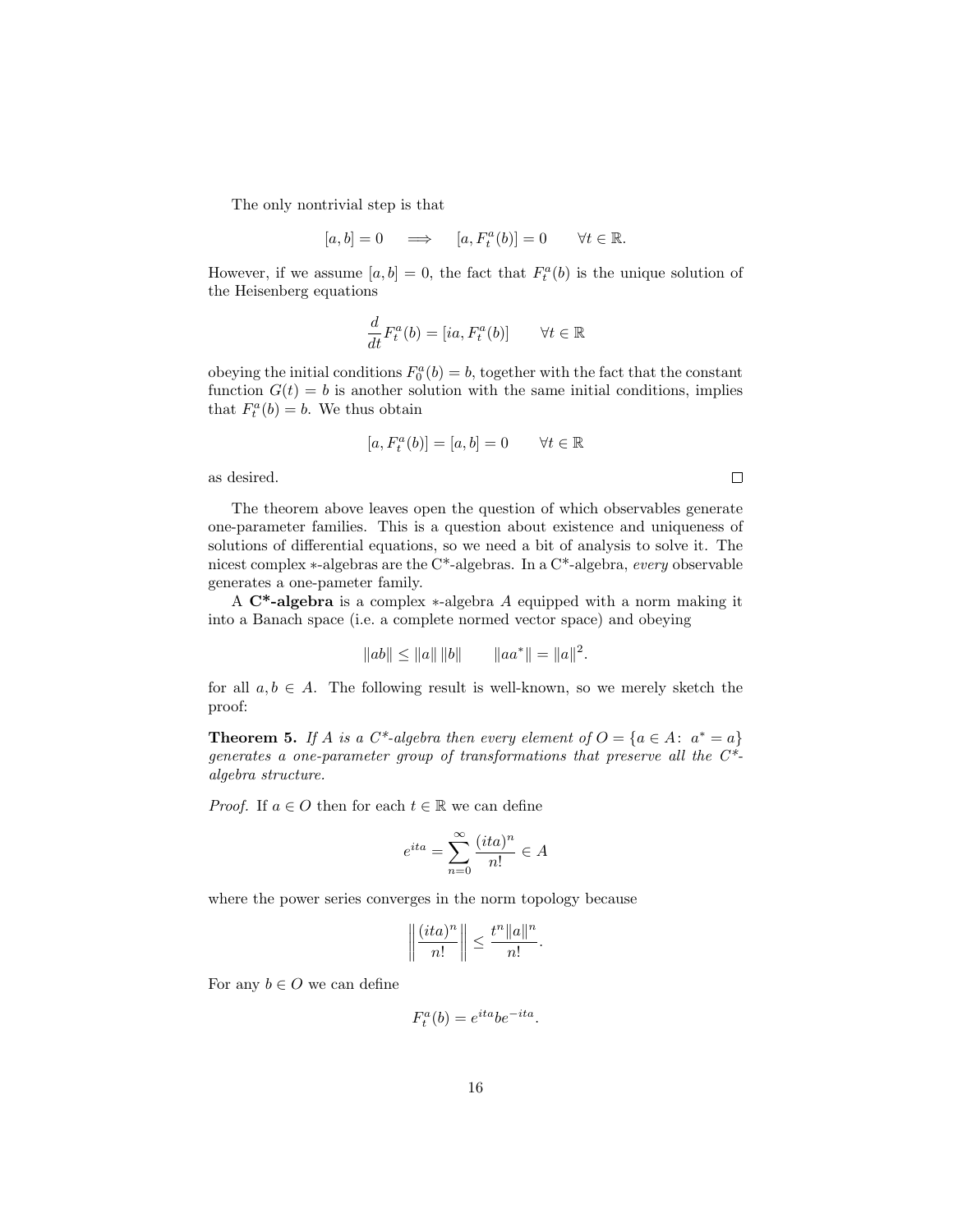The only nontrivial step is that

$$[a,b] = 0 \quad \Longrightarrow \quad [a, F_t^a(b)] = 0 \qquad \forall t \in \mathbb{R}.$$

However, if we assume $[a,b] = 0$, the fact that $F_t^a(b)$ is the unique solution of the Heisenberg equations

$$\frac{d}{dt} F_t^a(b) = [ia, F_t^a(b)] \qquad \forall t \in \mathbb{R}$$

obeying the initial conditions $F_0^a(b) = b$, together with the fact that the constant function $G(t) = b$ is another solution with the same initial conditions, implies that $F_t^a(b) = b$. We thus obtain

$$[a, F_t^a(b)] = [a,b] = 0 \qquad \forall t \in \mathbb{R}$$

as desired. ∎

The theorem above leaves open the question of which observables generate one-parameter families. This is a question about existence and uniqueness of solutions of differential equations, so we need a bit of analysis to solve it. The nicest complex ∗-algebras are the C*-algebras. In a C*-algebra, *every* observable generates a one-pameter family.

A **C*-algebra** is a complex ∗-algebra $A$ equipped with a norm making it into a Banach space (i.e. a complete normed vector space) and obeying

$$\|ab\| \le \|a\| \, \|b\| \qquad \|aa^*\| = \|a\|^2.$$

for all $a, b \in A$. The following result is well-known, so we merely sketch the proof:

**Theorem 5.** *If $A$ is a C*-algebra then every element of $O = \{a \in A \colon \; a^* = a\}$ generates a one-parameter group of transformations that preserve all the C*-algebra structure.*

*Proof.* If $a \in O$ then for each $t \in \mathbb{R}$ we can define

$$e^{ita} = \sum_{n=0}^{\infty} \frac{(ita)^n}{n!} \in A$$

where the power series converges in the norm topology because

$$\left\| \frac{(ita)^n}{n!} \right\| \le \frac{t^n \|a\|^n}{n!}.$$

For any $b \in O$ we can define

$$F_t^a(b) = e^{ita} b e^{-ita}.$$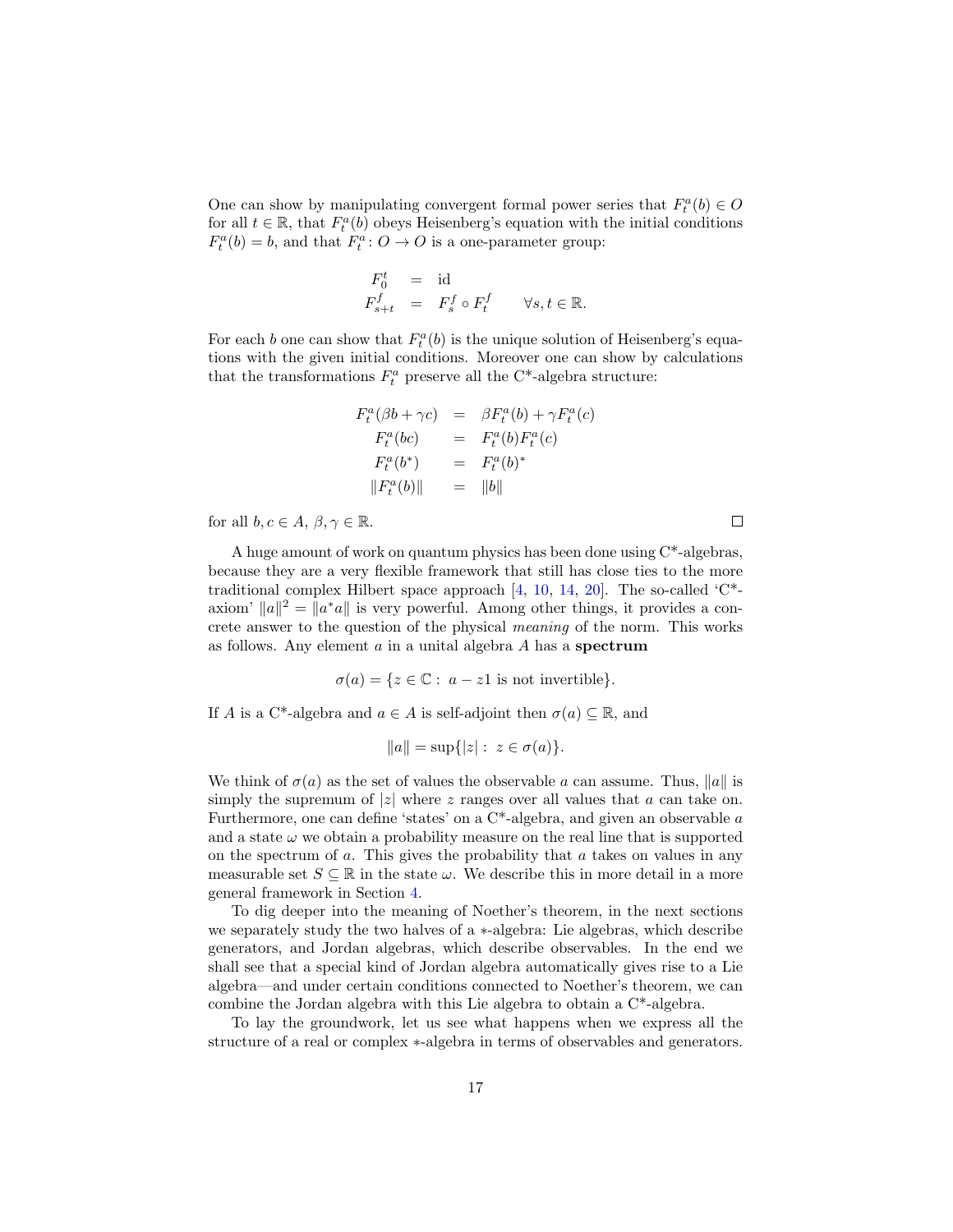One can show by manipulating convergent formal power series that $F_t^a(b) \in O$ for all $t \in \mathbb{R}$, that $F_t^a(b)$ obeys Heisenberg's equation with the initial conditions $F_t^a(b) = b$, and that $F_t^a : O \to O$ is a one-parameter group:

$$
\begin{aligned}
F_0^t &= \mathrm{id} \\
F_{s+t}^f &= F_s^f \circ F_t^f \qquad \forall s, t \in \mathbb{R}.
\end{aligned}
$$

For each $b$ one can show that $F_t^a(b)$ is the unique solution of Heisenberg's equations with the given initial conditions. Moreover one can show by calculations that the transformations $F_t^a$ preserve all the C*-algebra structure:

$$
\begin{aligned}
F_t^a(\beta b + \gamma c) &= \beta F_t^a(b) + \gamma F_t^a(c) \\
F_t^a(bc) &= F_t^a(b) F_t^a(c) \\
F_t^a(b^*) &= F_t^a(b)^* \\
\|F_t^a(b)\| &= \|b\|
\end{aligned}
$$

for all $b, c \in A$, $\beta, \gamma \in \mathbb{R}$. ☐

A huge amount of work on quantum physics has been done using C*-algebras, because they are a very flexible framework that still has close ties to the more traditional complex Hilbert space approach [4, 10, 14, 20]. The so-called 'C*-axiom' $\|a\|^2 = \|a^* a\|$ is very powerful. Among other things, it provides a concrete answer to the question of the physical *meaning* of the norm. This works as follows. Any element $a$ in a unital algebra $A$ has a **spectrum**

$$
\sigma(a) = \{z \in \mathbb{C} : \; a - z1 \text{ is not invertible}\}.
$$

If $A$ is a C*-algebra and $a \in A$ is self-adjoint then $\sigma(a) \subseteq \mathbb{R}$, and

$$
\|a\| = \sup\{|z| : \; z \in \sigma(a)\}.
$$

We think of $\sigma(a)$ as the set of values the observable $a$ can assume. Thus, $\|a\|$ is simply the supremum of $|z|$ where $z$ ranges over all values that $a$ can take on. Furthermore, one can define 'states' on a C*-algebra, and given an observable $a$ and a state $\omega$ we obtain a probability measure on the real line that is supported on the spectrum of $a$. This gives the probability that $a$ takes on values in any measurable set $S \subseteq \mathbb{R}$ in the state $\omega$. We describe this in more detail in a more general framework in Section 4.

To dig deeper into the meaning of Noether's theorem, in the next sections we separately study the two halves of a $*$-algebra: Lie algebras, which describe generators, and Jordan algebras, which describe observables. In the end we shall see that a special kind of Jordan algebra automatically gives rise to a Lie algebra—and under certain conditions connected to Noether's theorem, we can combine the Jordan algebra with this Lie algebra to obtain a C*-algebra.

To lay the groundwork, let us see what happens when we express all the structure of a real or complex $*$-algebra in terms of observables and generators.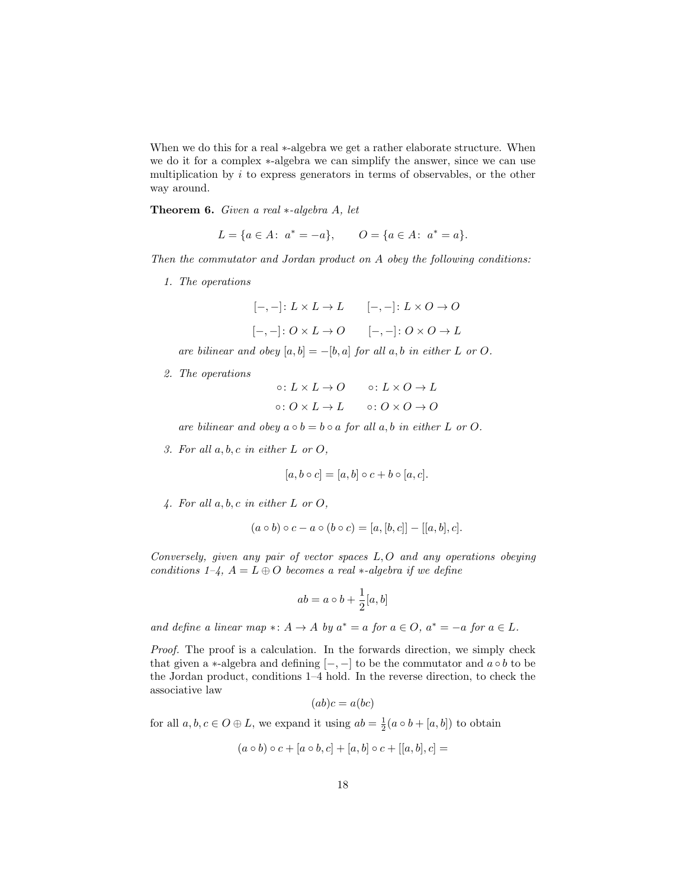When we do this for a real $*$-algebra we get a rather elaborate structure. When we do it for a complex $*$-algebra we can simplify the answer, since we can use multiplication by $i$ to express generators in terms of observables, or the other way around.

**Theorem 6.** *Given a real $*$-algebra $A$, let*

$$L = \{a \in A\colon\ a^* = -a\}, \qquad O = \{a \in A\colon\ a^* = a\}.$$

*Then the commutator and Jordan product on $A$ obey the following conditions:*

1. *The operations*

$$[-,-]\colon L \times L \to L \qquad [-,-]\colon L \times O \to O$$

$$[-,-]\colon O \times L \to O \qquad [-,-]\colon O \times O \to L$$

   *are bilinear and obey $[a,b] = -[b,a]$ for all $a,b$ in either $L$ or $O$.*

2. *The operations*

$$\circ\colon L \times L \to O \qquad \circ\colon L \times O \to L$$

$$\circ\colon O \times L \to L \qquad \circ\colon O \times O \to O$$

   *are bilinear and obey $a \circ b = b \circ a$ for all $a,b$ in either $L$ or $O$.*

3. *For all $a,b,c$ in either $L$ or $O$,*

$$[a, b \circ c] = [a,b] \circ c + b \circ [a,c].$$

4. *For all $a,b,c$ in either $L$ or $O$,*

$$(a \circ b) \circ c - a \circ (b \circ c) = [a,[b,c]] - [[a,b],c].$$

*Conversely, given any pair of vector spaces $L, O$ and any operations obeying conditions 1–4, $A = L \oplus O$ becomes a real $*$-algebra if we define*

$$ab = a \circ b + \frac{1}{2}[a,b]$$

*and define a linear map $*\colon A \to A$ by $a^* = a$ for $a \in O$, $a^* = -a$ for $a \in L$.*

*Proof.* The proof is a calculation. In the forwards direction, we simply check that given a $*$-algebra and defining $[-,-]$ to be the commutator and $a \circ b$ to be the Jordan product, conditions 1–4 hold. In the reverse direction, to check the associative law

$$(ab)c = a(bc)$$

for all $a,b,c \in O \oplus L$, we expand it using $ab = \frac{1}{2}(a \circ b + [a,b])$ to obtain

$$(a \circ b) \circ c + [a \circ b, c] + [a,b] \circ c + [[a,b],c] =$$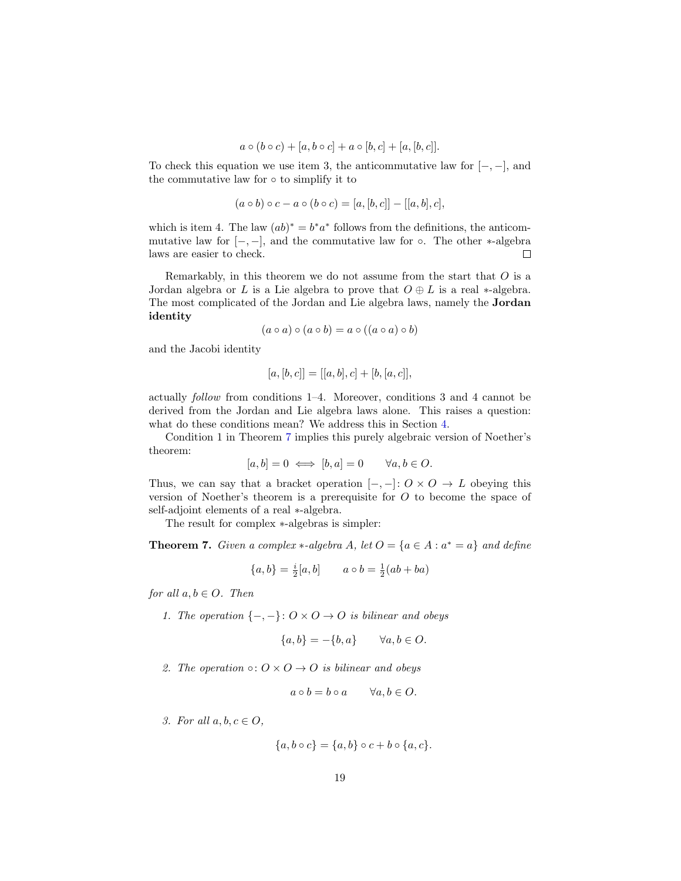$$a \circ (b \circ c) + [a, b \circ c] + a \circ [b, c] + [a, [b, c]].$$

To check this equation we use item 3, the anticommutative law for $[-,-]$, and the commutative law for $\circ$ to simplify it to

$$(a \circ b) \circ c - a \circ (b \circ c) = [a, [b, c]] - [[a, b], c],$$

which is item 4. The law $(ab)^* = b^* a^*$ follows from the definitions, the anticommutative law for $[-,-]$, and the commutative law for $\circ$. The other $*$-algebra laws are easier to check. $\square$

Remarkably, in this theorem we do not assume from the start that $O$ is a Jordan algebra or $L$ is a Lie algebra to prove that $O \oplus L$ is a real $*$-algebra. The most complicated of the Jordan and Lie algebra laws, namely the **Jordan identity**

$$(a \circ a) \circ (a \circ b) = a \circ ((a \circ a) \circ b)$$

and the Jacobi identity

$$[a, [b, c]] = [[a, b], c] + [b, [a, c]],$$

actually *follow* from conditions 1–4. Moreover, conditions 3 and 4 cannot be derived from the Jordan and Lie algebra laws alone. This raises a question: what do these conditions mean? We address this in Section 4.

Condition 1 in Theorem 7 implies this purely algebraic version of Noether's theorem:

$$[a, b] = 0 \iff [b, a] = 0 \qquad \forall a, b \in O.$$

Thus, we can say that a bracket operation $[-,-]\colon O \times O \to L$ obeying this version of Noether's theorem is a prerequisite for $O$ to become the space of self-adjoint elements of a real $*$-algebra.

The result for complex $*$-algebras is simpler:

**Theorem 7.** *Given a complex $*$-algebra $A$, let $O = \{a \in A : a^* = a\}$ and define*

$$\{a, b\} = \tfrac{i}{2}[a, b] \qquad a \circ b = \tfrac{1}{2}(ab + ba)$$

*for all $a, b \in O$. Then*

1. *The operation $\{-,-\}\colon O \times O \to O$ is bilinear and obeys*

$$\{a, b\} = -\{b, a\} \qquad \forall a, b \in O.$$

2. *The operation $\circ\colon O \times O \to O$ is bilinear and obeys*

$$a \circ b = b \circ a \qquad \forall a, b \in O.$$

3. *For all $a, b, c \in O$,*

$$\{a, b \circ c\} = \{a, b\} \circ c + b \circ \{a, c\}.$$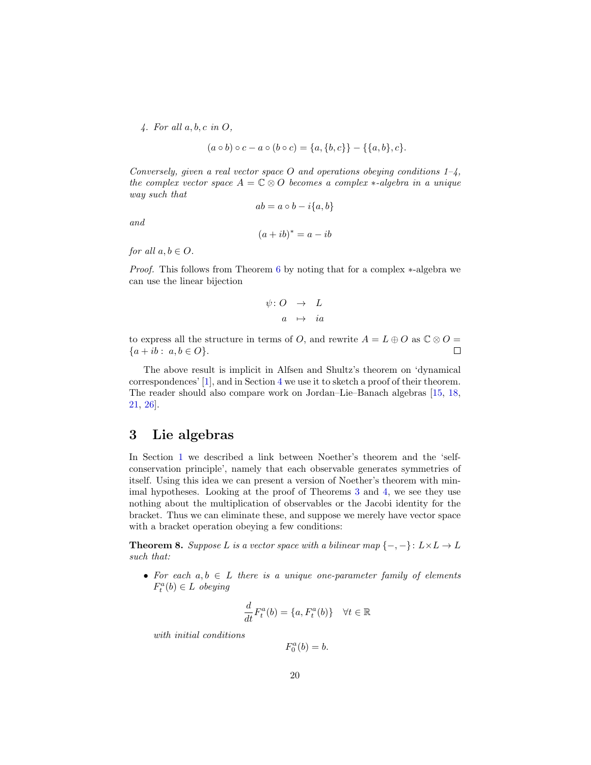*4. For all $a, b, c$ in $O$,*

$$(a \circ b) \circ c - a \circ (b \circ c) = \{a, \{b, c\}\} - \{\{a, b\}, c\}.$$

*Conversely, given a real vector space $O$ and operations obeying conditions 1–4, the complex vector space $A = \mathbb{C} \otimes O$ becomes a complex $*$-algebra in a unique way such that*

$$ab = a \circ b - i\{a, b\}$$

*and*

$$(a + ib)^* = a - ib$$

*for all $a, b \in O$.*

*Proof.* This follows from Theorem 6 by noting that for a complex $*$-algebra we can use the linear bijection

$$\begin{array}{rcl} \psi \colon O & \to & L \\ a & \mapsto & ia \end{array}$$

to express all the structure in terms of $O$, and rewrite $A = L \oplus O$ as $\mathbb{C} \otimes O = \{a + ib : \; a, b \in O\}$. □

The above result is implicit in Alfsen and Shultz's theorem on 'dynamical correspondences' [1], and in Section 4 we use it to sketch a proof of their theorem. The reader should also compare work on Jordan–Lie–Banach algebras [15, 18, 21, 26].

## 3 Lie algebras

In Section 1 we described a link between Noether's theorem and the 'self-conservation principle', namely that each observable generates symmetries of itself. Using this idea we can present a version of Noether's theorem with minimal hypotheses. Looking at the proof of Theorems 3 and 4, we see they use nothing about the multiplication of observables or the Jacobi identity for the bracket. Thus we can eliminate these, and suppose we merely have vector space with a bracket operation obeying a few conditions:

**Theorem 8.** *Suppose $L$ is a vector space with a bilinear map $\{-,-\}\colon L \times L \to L$ such that:*

- *For each $a, b \in L$ there is a unique one-parameter family of elements $F_t^a(b) \in L$ obeying*

$$\frac{d}{dt} F_t^a(b) = \{a, F_t^a(b)\} \quad \forall t \in \mathbb{R}$$

*with initial conditions*

$$F_0^a(b) = b.$$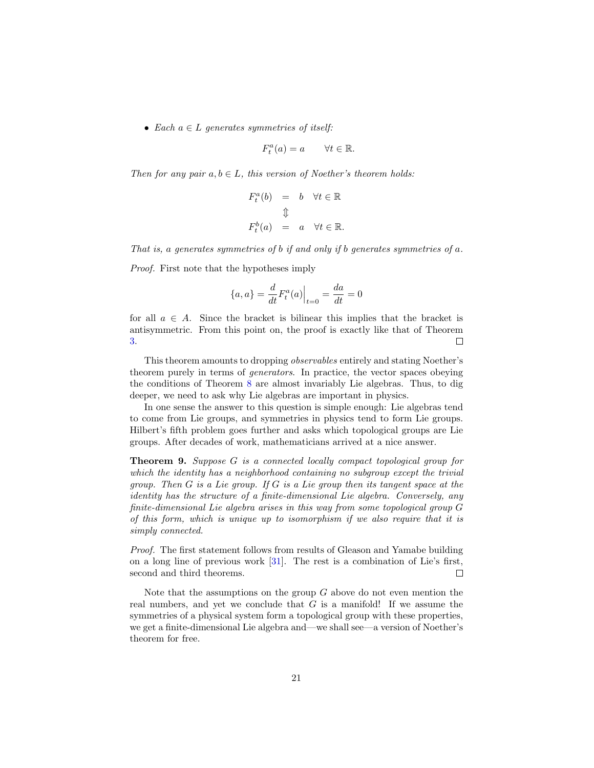- *Each $a \in L$ generates symmetries of itself:*

$$F_t^a(a) = a \qquad \forall t \in \mathbb{R}.$$

*Then for any pair $a, b \in L$, this version of Noether's theorem holds:*

$$\begin{array}{rcl} F_t^a(b) & = & b \quad \forall t \in \mathbb{R} \\ & \Updownarrow & \\ F_t^b(a) & = & a \quad \forall t \in \mathbb{R}. \end{array}$$

*That is, $a$ generates symmetries of $b$ if and only if $b$ generates symmetries of $a$.*

*Proof.* First note that the hypotheses imply

$$\{a, a\} = \frac{d}{dt} F_t^a(a)\Big|_{t=0} = \frac{da}{dt} = 0$$

for all $a \in A$. Since the bracket is bilinear this implies that the bracket is antisymmetric. From this point on, the proof is exactly like that of Theorem 3. □

This theorem amounts to dropping *observables* entirely and stating Noether's theorem purely in terms of *generators*. In practice, the vector spaces obeying the conditions of Theorem 8 are almost invariably Lie algebras. Thus, to dig deeper, we need to ask why Lie algebras are important in physics.

In one sense the answer to this question is simple enough: Lie algebras tend to come from Lie groups, and symmetries in physics tend to form Lie groups. Hilbert's fifth problem goes further and asks which topological groups are Lie groups. After decades of work, mathematicians arrived at a nice answer.

**Theorem 9.** *Suppose $G$ is a connected locally compact topological group for which the identity has a neighborhood containing no subgroup except the trivial group. Then $G$ is a Lie group. If $G$ is a Lie group then its tangent space at the identity has the structure of a finite-dimensional Lie algebra. Conversely, any finite-dimensional Lie algebra arises in this way from some topological group $G$ of this form, which is unique up to isomorphism if we also require that it is simply connected.*

*Proof.* The first statement follows from results of Gleason and Yamabe building on a long line of previous work [31]. The rest is a combination of Lie's first, second and third theorems. □

Note that the assumptions on the group $G$ above do not even mention the real numbers, and yet we conclude that $G$ is a manifold! If we assume the symmetries of a physical system form a topological group with these properties, we get a finite-dimensional Lie algebra and—we shall see—a version of Noether's theorem for free.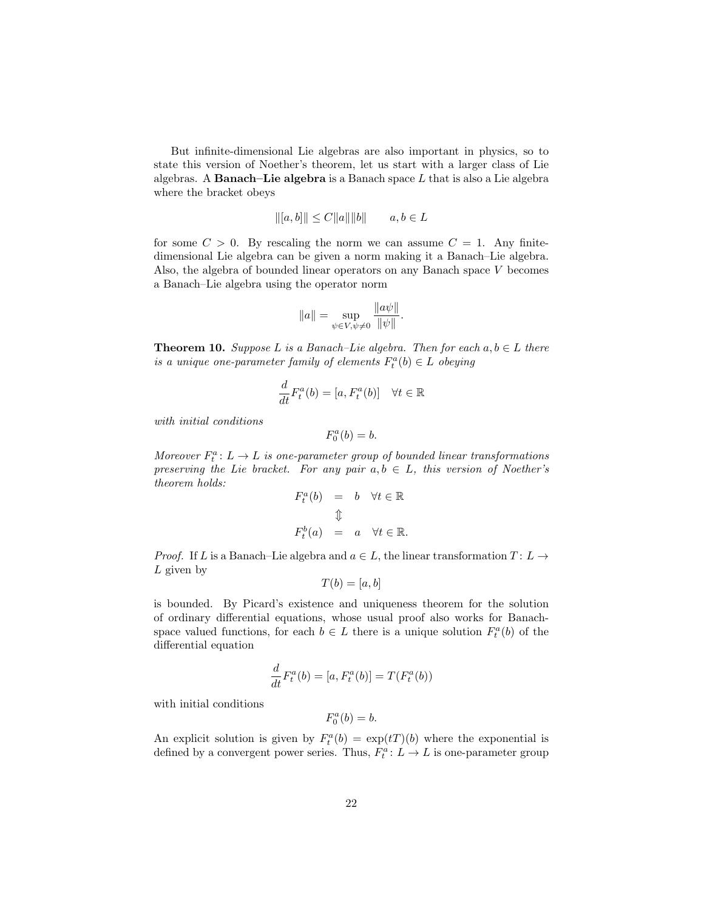But infinite-dimensional Lie algebras are also important in physics, so to state this version of Noether's theorem, let us start with a larger class of Lie algebras. A **Banach–Lie algebra** is a Banach space $L$ that is also a Lie algebra where the bracket obeys

$$\|[a, b]\| \leq C\|a\|\|b\| \qquad a, b \in L$$

for some $C > 0$. By rescaling the norm we can assume $C = 1$. Any finite-dimensional Lie algebra can be given a norm making it a Banach–Lie algebra. Also, the algebra of bounded linear operators on any Banach space $V$ becomes a Banach–Lie algebra using the operator norm

$$\|a\| = \sup_{\psi \in V, \psi \neq 0} \frac{\|a\psi\|}{\|\psi\|}.$$

**Theorem 10.** *Suppose $L$ is a Banach–Lie algebra. Then for each $a, b \in L$ there is a unique one-parameter family of elements $F_t^a(b) \in L$ obeying*

$$\frac{d}{dt} F_t^a(b) = [a, F_t^a(b)] \quad \forall t \in \mathbb{R}$$

*with initial conditions*

$$F_0^a(b) = b.$$

*Moreover $F_t^a \colon L \to L$ is one-parameter group of bounded linear transformations preserving the Lie bracket. For any pair $a, b \in L$, this version of Noether's theorem holds:*

$$\begin{array}{rcl} F_t^a(b) & = & b \quad \forall t \in \mathbb{R} \\ & \Updownarrow & \\ F_t^b(a) & = & a \quad \forall t \in \mathbb{R}. \end{array}$$

*Proof.* If $L$ is a Banach–Lie algebra and $a \in L$, the linear transformation $T \colon L \to L$ given by

$$T(b) = [a, b]$$

is bounded. By Picard's existence and uniqueness theorem for the solution of ordinary differential equations, whose usual proof also works for Banach-space valued functions, for each $b \in L$ there is a unique solution $F_t^a(b)$ of the differential equation

$$\frac{d}{dt} F_t^a(b) = [a, F_t^a(b)] = T(F_t^a(b))$$

with initial conditions

$$F_0^a(b) = b.$$

An explicit solution is given by $F_t^a(b) = \exp(tT)(b)$ where the exponential is defined by a convergent power series. Thus, $F_t^a \colon L \to L$ is one-parameter group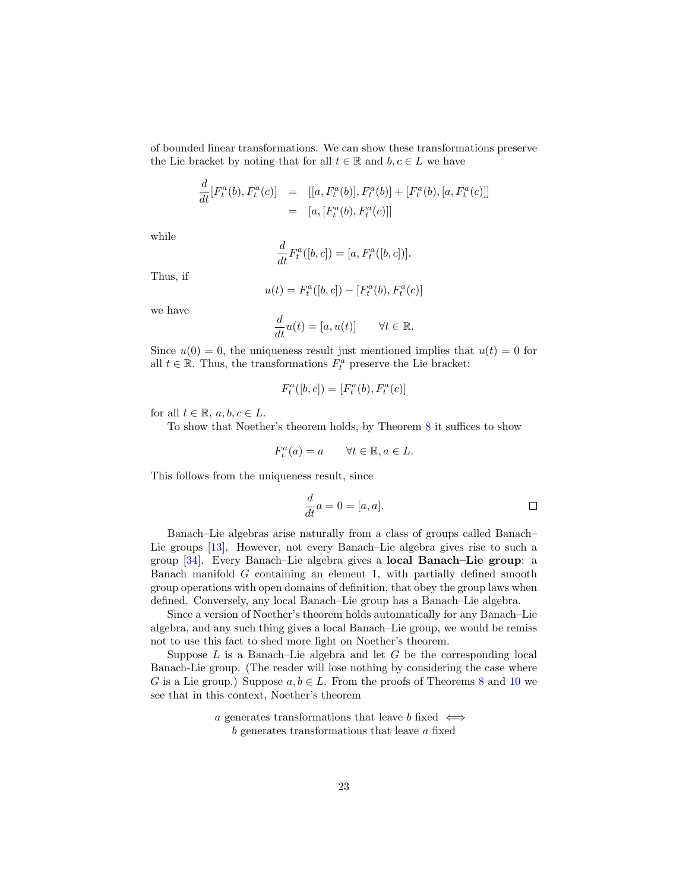of bounded linear transformations. We can show these transformations preserve the Lie bracket by noting that for all $t \in \mathbb{R}$ and $b, c \in L$ we have

$$\begin{aligned} \frac{d}{dt}[F_t^a(b), F_t^a(c)] &= [[a, F_t^a(b)], F_t^a(b)] + [F_t^a(b), [a, F_t^a(c)]] \\ &= [a, [F_t^a(b), F_t^a(c)]] \end{aligned}$$

while

$$\frac{d}{dt}F_t^a([b,c]) = [a, F_t^a([b,c])].$$

Thus, if

$$u(t) = F_t^a([b,c]) - [F_t^a(b), F_t^a(c)]$$

we have

$$\frac{d}{dt}u(t) = [a, u(t)] \qquad \forall t \in \mathbb{R}.$$

Since $u(0) = 0$, the uniqueness result just mentioned implies that $u(t) = 0$ for all $t \in \mathbb{R}$. Thus, the transformations $F_t^a$ preserve the Lie bracket:

$$F_t^a([b,c]) = [F_t^a(b), F_t^a(c)]$$

for all $t \in \mathbb{R}$, $a, b, c \in L$.

To show that Noether's theorem holds, by Theorem 8 it suffices to show

$$F_t^a(a) = a \qquad \forall t \in \mathbb{R}, a \in L.$$

This follows from the uniqueness result, since

$$\frac{d}{dt}a = 0 = [a, a].$$

□

Banach–Lie algebras arise naturally from a class of groups called Banach–Lie groups [13]. However, not every Banach–Lie algebra gives rise to such a group [34]. Every Banach–Lie algebra gives a **local Banach–Lie group**: a Banach manifold $G$ containing an element 1, with partially defined smooth group operations with open domains of definition, that obey the group laws when defined. Conversely, any local Banach–Lie group has a Banach–Lie algebra.

Since a version of Noether's theorem holds automatically for any Banach–Lie algebra, and any such thing gives a local Banach–Lie group, we would be remiss not to use this fact to shed more light on Noether's theorem.

Suppose $L$ is a Banach–Lie algebra and let $G$ be the corresponding local Banach-Lie group. (The reader will lose nothing by considering the case where $G$ is a Lie group.) Suppose $a, b \in L$. From the proofs of Theorems 8 and 10 we see that in this context, Noether's theorem

$a$ generates transformations that leave $b$ fixed $\iff$
$b$ generates transformations that leave $a$ fixed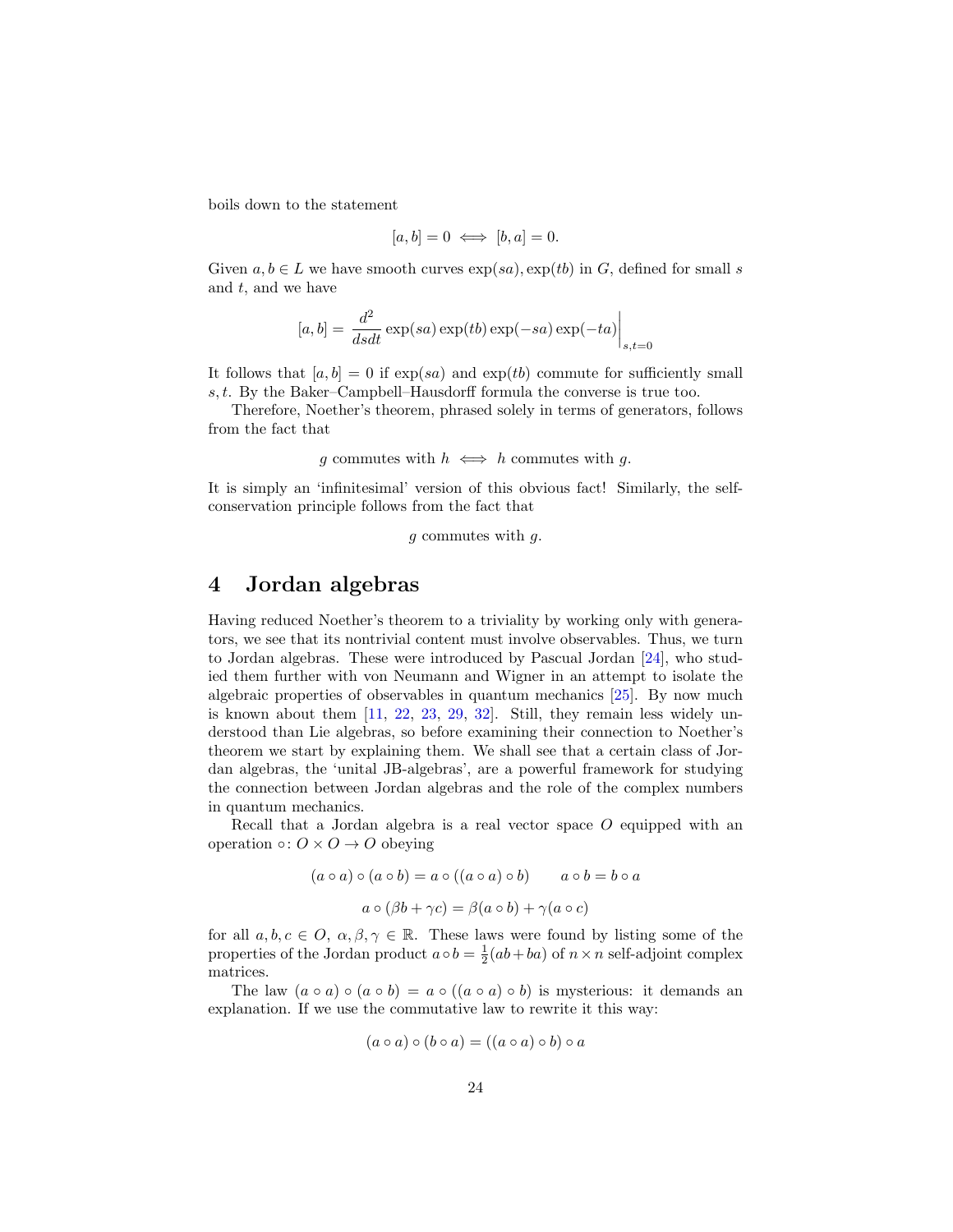boils down to the statement

$$[a,b] = 0 \iff [b,a] = 0.$$

Given $a, b \in L$ we have smooth curves $\exp(sa), \exp(tb)$ in $G$, defined for small $s$ and $t$, and we have

$$[a,b] = \left. \frac{d^2}{dsdt} \exp(sa)\exp(tb)\exp(-sa)\exp(-ta) \right|_{s,t=0}$$

It follows that $[a,b] = 0$ if $\exp(sa)$ and $\exp(tb)$ commute for sufficiently small $s, t$. By the Baker–Campbell–Hausdorff formula the converse is true too.

Therefore, Noether's theorem, phrased solely in terms of generators, follows from the fact that

$$g \text{ commutes with } h \iff h \text{ commutes with } g.$$

It is simply an 'infinitesimal' version of this obvious fact! Similarly, the self-conservation principle follows from the fact that

$$g \text{ commutes with } g.$$

# 4 Jordan algebras

Having reduced Noether's theorem to a triviality by working only with generators, we see that its nontrivial content must involve observables. Thus, we turn to Jordan algebras. These were introduced by Pascual Jordan [24], who studied them further with von Neumann and Wigner in an attempt to isolate the algebraic properties of observables in quantum mechanics [25]. By now much is known about them [11, 22, 23, 29, 32]. Still, they remain less widely understood than Lie algebras, so before examining their connection to Noether's theorem we start by explaining them. We shall see that a certain class of Jordan algebras, the 'unital JB-algebras', are a powerful framework for studying the connection between Jordan algebras and the role of the complex numbers in quantum mechanics.

Recall that a Jordan algebra is a real vector space $O$ equipped with an operation $\circ \colon O \times O \to O$ obeying

$$(a \circ a) \circ (a \circ b) = a \circ ((a \circ a) \circ b) \qquad a \circ b = b \circ a$$

$$a \circ (\beta b + \gamma c) = \beta(a \circ b) + \gamma(a \circ c)$$

for all $a, b, c \in O$, $\alpha, \beta, \gamma \in \mathbb{R}$. These laws were found by listing some of the properties of the Jordan product $a \circ b = \frac{1}{2}(ab + ba)$ of $n \times n$ self-adjoint complex matrices.

The law $(a \circ a) \circ (a \circ b) = a \circ ((a \circ a) \circ b)$ is mysterious: it demands an explanation. If we use the commutative law to rewrite it this way:

$$(a \circ a) \circ (b \circ a) = ((a \circ a) \circ b) \circ a$$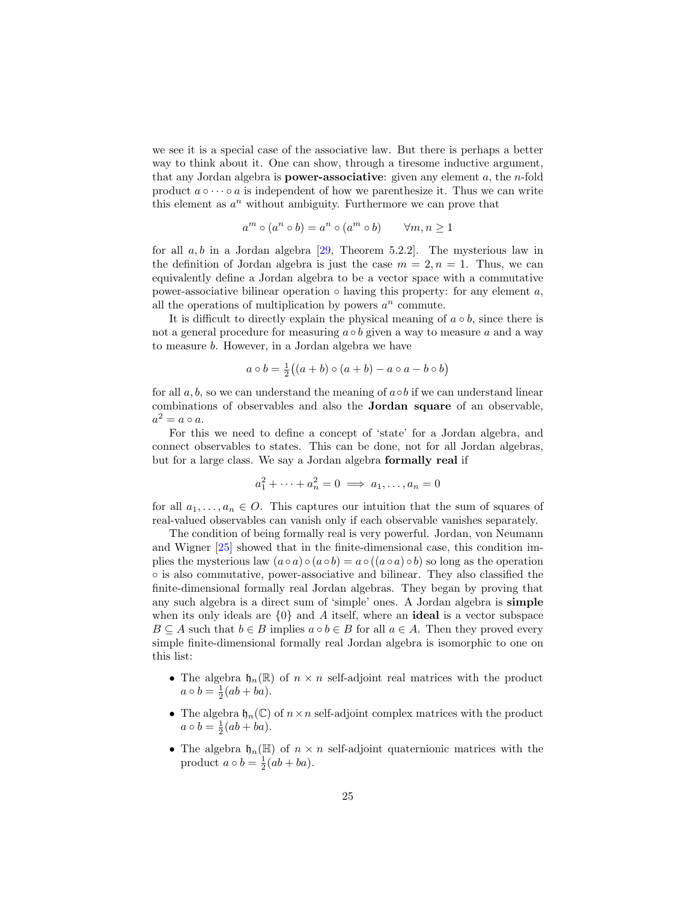we see it is a special case of the associative law. But there is perhaps a better way to think about it. One can show, through a tiresome inductive argument, that any Jordan algebra is **power-associative**: given any element $a$, the $n$-fold product $a \circ \cdots \circ a$ is independent of how we parenthesize it. Thus we can write this element as $a^n$ without ambiguity. Furthermore we can prove that

$$a^m \circ (a^n \circ b) = a^n \circ (a^m \circ b) \qquad \forall m, n \geq 1$$

for all $a, b$ in a Jordan algebra [29, Theorem 5.2.2]. The mysterious law in the definition of Jordan algebra is just the case $m = 2, n = 1$. Thus, we can equivalently define a Jordan algebra to be a vector space with a commutative power-associative bilinear operation $\circ$ having this property: for any element $a$, all the operations of multiplication by powers $a^n$ commute.

It is difficult to directly explain the physical meaning of $a \circ b$, since there is not a general procedure for measuring $a \circ b$ given a way to measure $a$ and a way to measure $b$. However, in a Jordan algebra we have

$$a \circ b = \tfrac{1}{2}\big((a+b) \circ (a+b) - a \circ a - b \circ b\big)$$

for all $a, b$, so we can understand the meaning of $a \circ b$ if we can understand linear combinations of observables and also the **Jordan square** of an observable, $a^2 = a \circ a$.

For this we need to define a concept of 'state' for a Jordan algebra, and connect observables to states. This can be done, not for all Jordan algebras, but for a large class. We say a Jordan algebra **formally real** if

$$a_1^2 + \cdots + a_n^2 = 0 \implies a_1, \ldots, a_n = 0$$

for all $a_1, \ldots, a_n \in O$. This captures our intuition that the sum of squares of real-valued observables can vanish only if each observable vanishes separately.

The condition of being formally real is very powerful. Jordan, von Neumann and Wigner [25] showed that in the finite-dimensional case, this condition implies the mysterious law $(a \circ a) \circ (a \circ b) = a \circ ((a \circ a) \circ b)$ so long as the operation $\circ$ is also commutative, power-associative and bilinear. They also classified the finite-dimensional formally real Jordan algebras. They began by proving that any such algebra is a direct sum of 'simple' ones. A Jordan algebra is **simple** when its only ideals are $\{0\}$ and $A$ itself, where an **ideal** is a vector subspace $B \subseteq A$ such that $b \in B$ implies $a \circ b \in B$ for all $a \in A$. Then they proved every simple finite-dimensional formally real Jordan algebra is isomorphic to one on this list:

- The algebra $\mathfrak{h}_n(\mathbb{R})$ of $n \times n$ self-adjoint real matrices with the product $a \circ b = \frac{1}{2}(ab + ba)$.
- The algebra $\mathfrak{h}_n(\mathbb{C})$ of $n \times n$ self-adjoint complex matrices with the product $a \circ b = \frac{1}{2}(ab + ba)$.
- The algebra $\mathfrak{h}_n(\mathbb{H})$ of $n \times n$ self-adjoint quaternionic matrices with the product $a \circ b = \frac{1}{2}(ab + ba)$.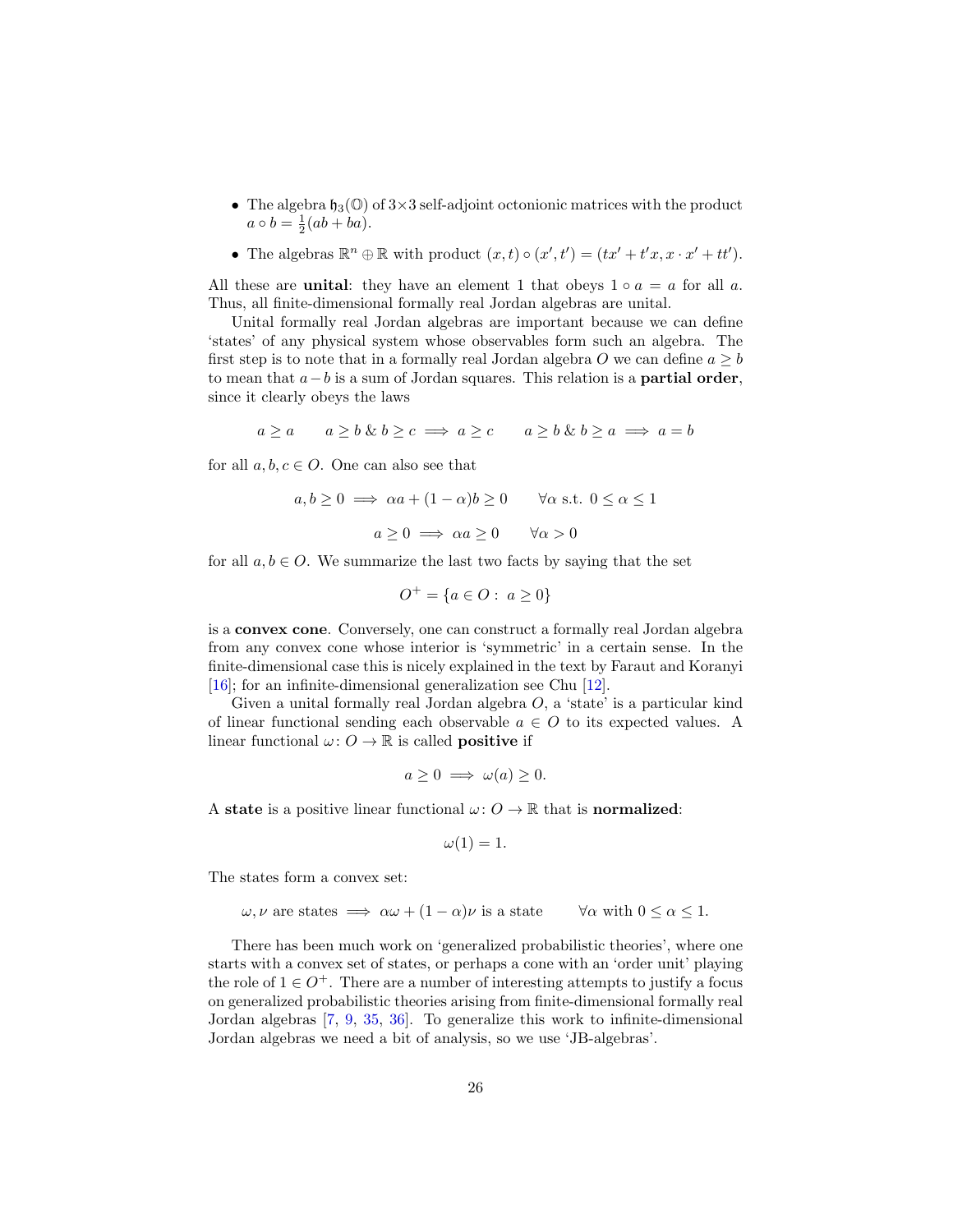- The algebra $\mathfrak{h}_3(\mathbb{O})$ of $3\times 3$ self-adjoint octonionic matrices with the product $a \circ b = \frac{1}{2}(ab + ba)$.
- The algebras $\mathbb{R}^n \oplus \mathbb{R}$ with product $(x,t) \circ (x',t') = (tx' + t'x, x \cdot x' + tt')$.

All these are **unital**: they have an element 1 that obeys $1 \circ a = a$ for all $a$. Thus, all finite-dimensional formally real Jordan algebras are unital.

Unital formally real Jordan algebras are important because we can define 'states' of any physical system whose observables form such an algebra. The first step is to note that in a formally real Jordan algebra $O$ we can define $a \geq b$ to mean that $a - b$ is a sum of Jordan squares. This relation is a **partial order**, since it clearly obeys the laws

$$a \geq a \qquad a \geq b \;\&\; b \geq c \implies a \geq c \qquad a \geq b \;\&\; b \geq a \implies a = b$$

for all $a, b, c \in O$. One can also see that

$$a, b \geq 0 \implies \alpha a + (1-\alpha) b \geq 0 \qquad \forall \alpha \text{ s.t. } 0 \leq \alpha \leq 1$$

$$a \geq 0 \implies \alpha a \geq 0 \qquad \forall \alpha > 0$$

for all $a, b \in O$. We summarize the last two facts by saying that the set

$$O^+ = \{a \in O : \; a \geq 0\}$$

is a **convex cone**. Conversely, one can construct a formally real Jordan algebra from any convex cone whose interior is 'symmetric' in a certain sense. In the finite-dimensional case this is nicely explained in the text by Faraut and Koranyi [16]; for an infinite-dimensional generalization see Chu [12].

Given a unital formally real Jordan algebra $O$, a 'state' is a particular kind of linear functional sending each observable $a \in O$ to its expected values. A linear functional $\omega \colon O \to \mathbb{R}$ is called **positive** if

$$a \geq 0 \implies \omega(a) \geq 0.$$

A **state** is a positive linear functional $\omega \colon O \to \mathbb{R}$ that is **normalized**:

$$\omega(1) = 1.$$

The states form a convex set:

$$\omega, \nu \text{ are states} \implies \alpha\omega + (1-\alpha)\nu \text{ is a state} \qquad \forall \alpha \text{ with } 0 \leq \alpha \leq 1.$$

There has been much work on 'generalized probabilistic theories', where one starts with a convex set of states, or perhaps a cone with an 'order unit' playing the role of $1 \in O^+$. There are a number of interesting attempts to justify a focus on generalized probabilistic theories arising from finite-dimensional formally real Jordan algebras [7, 9, 35, 36]. To generalize this work to infinite-dimensional Jordan algebras we need a bit of analysis, so we use 'JB-algebras'.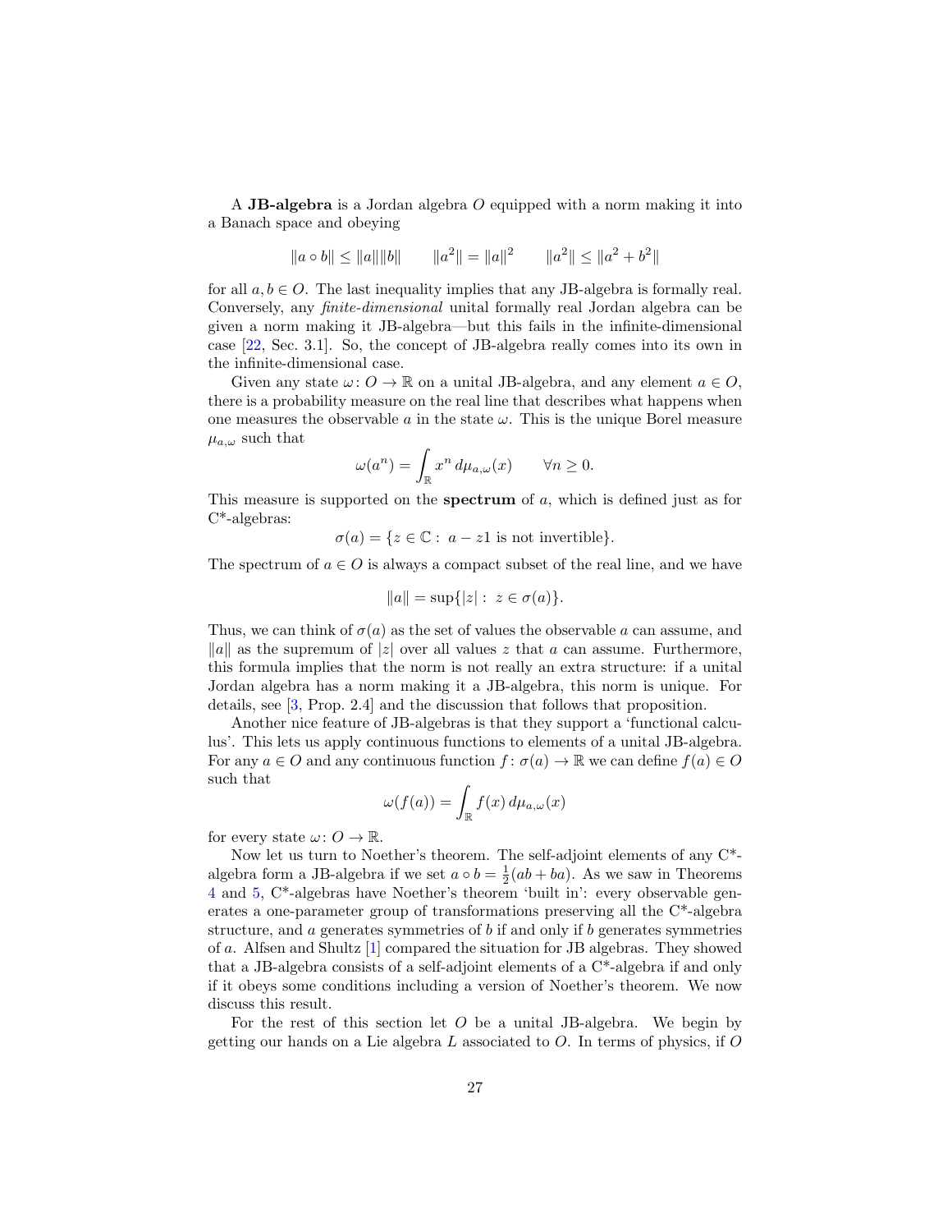A **JB-algebra** is a Jordan algebra $O$ equipped with a norm making it into a Banach space and obeying

$$\|a \circ b\| \leq \|a\|\|b\| \qquad \|a^2\| = \|a\|^2 \qquad \|a^2\| \leq \|a^2 + b^2\|$$

for all $a, b \in O$. The last inequality implies that any JB-algebra is formally real. Conversely, any *finite-dimensional* unital formally real Jordan algebra can be given a norm making it JB-algebra—but this fails in the infinite-dimensional case [22, Sec. 3.1]. So, the concept of JB-algebra really comes into its own in the infinite-dimensional case.

Given any state $\omega\colon O \to \mathbb{R}$ on a unital JB-algebra, and any element $a \in O$, there is a probability measure on the real line that describes what happens when one measures the observable $a$ in the state $\omega$. This is the unique Borel measure $\mu_{a,\omega}$ such that

$$\omega(a^n) = \int_{\mathbb{R}} x^n \, d\mu_{a,\omega}(x) \qquad \forall n \geq 0.$$

This measure is supported on the **spectrum** of $a$, which is defined just as for C*-algebras:

$$\sigma(a) = \{z \in \mathbb{C} : \; a - z1 \text{ is not invertible}\}.$$

The spectrum of $a \in O$ is always a compact subset of the real line, and we have

$$\|a\| = \sup\{|z| : \; z \in \sigma(a)\}.$$

Thus, we can think of $\sigma(a)$ as the set of values the observable $a$ can assume, and $\|a\|$ as the supremum of $|z|$ over all values $z$ that $a$ can assume. Furthermore, this formula implies that the norm is not really an extra structure: if a unital Jordan algebra has a norm making it a JB-algebra, this norm is unique. For details, see [3, Prop. 2.4] and the discussion that follows that proposition.

Another nice feature of JB-algebras is that they support a 'functional calculus'. This lets us apply continuous functions to elements of a unital JB-algebra. For any $a \in O$ and any continuous function $f\colon \sigma(a) \to \mathbb{R}$ we can define $f(a) \in O$ such that

$$\omega(f(a)) = \int_{\mathbb{R}} f(x) \, d\mu_{a,\omega}(x)$$

for every state $\omega\colon O \to \mathbb{R}$.

Now let us turn to Noether's theorem. The self-adjoint elements of any C*-algebra form a JB-algebra if we set $a \circ b = \frac{1}{2}(ab + ba)$. As we saw in Theorems 4 and 5, C*-algebras have Noether's theorem 'built in': every observable generates a one-parameter group of transformations preserving all the C*-algebra structure, and $a$ generates symmetries of $b$ if and only if $b$ generates symmetries of $a$. Alfsen and Shultz [1] compared the situation for JB algebras. They showed that a JB-algebra consists of a self-adjoint elements of a C*-algebra if and only if it obeys some conditions including a version of Noether's theorem. We now discuss this result.

For the rest of this section let $O$ be a unital JB-algebra. We begin by getting our hands on a Lie algebra $L$ associated to $O$. In terms of physics, if $O$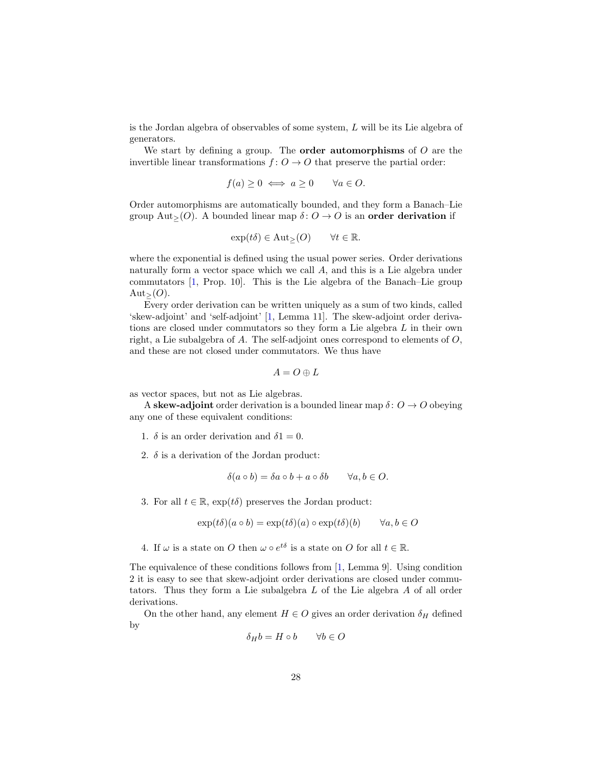is the Jordan algebra of observables of some system, $L$ will be its Lie algebra of generators.

We start by defining a group. The **order automorphisms** of $O$ are the invertible linear transformations $f\colon O \to O$ that preserve the partial order:

$$f(a) \geq 0 \iff a \geq 0 \qquad \forall a \in O.$$

Order automorphisms are automatically bounded, and they form a Banach–Lie group $\mathrm{Aut}_{\geq}(O)$. A bounded linear map $\delta\colon O \to O$ is an **order derivation** if

$$\exp(t\delta) \in \mathrm{Aut}_{\geq}(O) \qquad \forall t \in \mathbb{R}.$$

where the exponential is defined using the usual power series. Order derivations naturally form a vector space which we call $A$, and this is a Lie algebra under commutators [1, Prop. 10]. This is the Lie algebra of the Banach–Lie group $\mathrm{Aut}_{\geq}(O)$.

Every order derivation can be written uniquely as a sum of two kinds, called 'skew-adjoint' and 'self-adjoint' [1, Lemma 11]. The skew-adjoint order derivations are closed under commutators so they form a Lie algebra $L$ in their own right, a Lie subalgebra of $A$. The self-adjoint ones correspond to elements of $O$, and these are not closed under commutators. We thus have

$$A = O \oplus L$$

as vector spaces, but not as Lie algebras.

A **skew-adjoint** order derivation is a bounded linear map $\delta\colon O \to O$ obeying any one of these equivalent conditions:

1. $\delta$ is an order derivation and $\delta 1 = 0$.
2. $\delta$ is a derivation of the Jordan product:
$$\delta(a \circ b) = \delta a \circ b + a \circ \delta b \qquad \forall a, b \in O.$$
3. For all $t \in \mathbb{R}$, $\exp(t\delta)$ preserves the Jordan product:
$$\exp(t\delta)(a \circ b) = \exp(t\delta)(a) \circ \exp(t\delta)(b) \qquad \forall a, b \in O$$
4. If $\omega$ is a state on $O$ then $\omega \circ e^{t\delta}$ is a state on $O$ for all $t \in \mathbb{R}$.

The equivalence of these conditions follows from [1, Lemma 9]. Using condition 2 it is easy to see that skew-adjoint order derivations are closed under commutators. Thus they form a Lie subalgebra $L$ of the Lie algebra $A$ of all order derivations.

On the other hand, any element $H \in O$ gives an order derivation $\delta_H$ defined by

$$\delta_H b = H \circ b \qquad \forall b \in O$$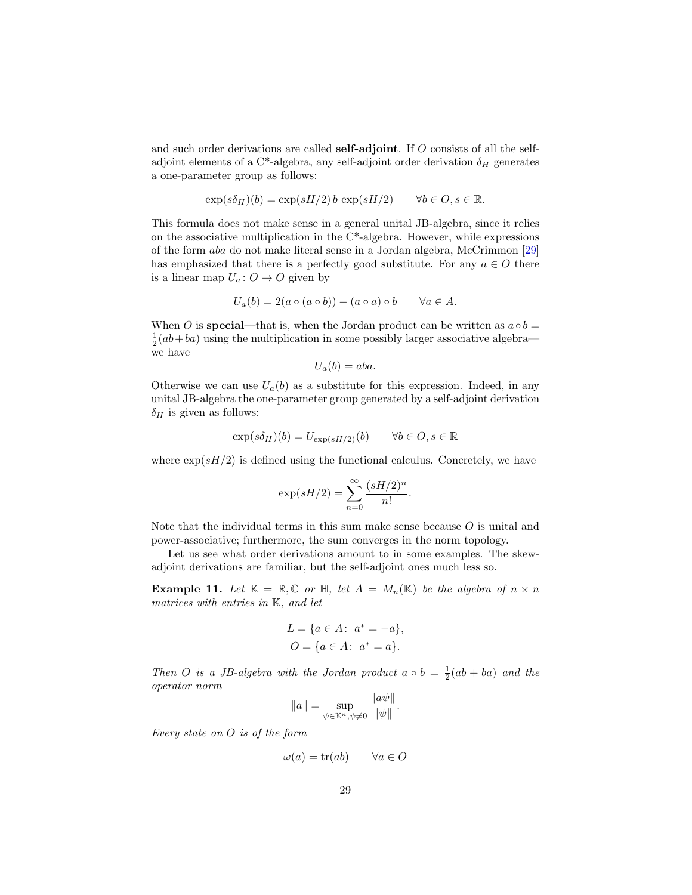and such order derivations are called **self-adjoint**. If $O$ consists of all the self-adjoint elements of a C*-algebra, any self-adjoint order derivation $\delta_H$ generates a one-parameter group as follows:

$$\exp(s\delta_H)(b) = \exp(sH/2)\, b\, \exp(sH/2) \qquad \forall b \in O, s \in \mathbb{R}.$$

This formula does not make sense in a general unital JB-algebra, since it relies on the associative multiplication in the C*-algebra. However, while expressions of the form $aba$ do not make literal sense in a Jordan algebra, McCrimmon [29] has emphasized that there is a perfectly good substitute. For any $a \in O$ there is a linear map $U_a \colon O \to O$ given by

$$U_a(b) = 2(a \circ (a \circ b)) - (a \circ a) \circ b \qquad \forall a \in A.$$

When $O$ is **special**—that is, when the Jordan product can be written as $a \circ b = \frac{1}{2}(ab + ba)$ using the multiplication in some possibly larger associative algebra—we have

$$U_a(b) = aba.$$

Otherwise we can use $U_a(b)$ as a substitute for this expression. Indeed, in any unital JB-algebra the one-parameter group generated by a self-adjoint derivation $\delta_H$ is given as follows:

$$\exp(s\delta_H)(b) = U_{\exp(sH/2)}(b) \qquad \forall b \in O, s \in \mathbb{R}$$

where $\exp(sH/2)$ is defined using the functional calculus. Concretely, we have

$$\exp(sH/2) = \sum_{n=0}^{\infty} \frac{(sH/2)^n}{n!}.$$

Note that the individual terms in this sum make sense because $O$ is unital and power-associative; furthermore, the sum converges in the norm topology.

Let us see what order derivations amount to in some examples. The skew-adjoint derivations are familiar, but the self-adjoint ones much less so.

**Example 11.** *Let $\mathbb{K} = \mathbb{R}, \mathbb{C}$ or $\mathbb{H}$, let $A = M_n(\mathbb{K})$ be the algebra of $n \times n$ matrices with entries in $\mathbb{K}$, and let*

$$L = \{a \in A \colon\ a^* = -a\},$$
$$O = \{a \in A \colon\ a^* = a\}.$$

*Then $O$ is a JB-algebra with the Jordan product $a \circ b = \frac{1}{2}(ab + ba)$ and the operator norm*

$$\|a\| = \sup_{\psi \in \mathbb{K}^n, \psi \neq 0} \frac{\|a\psi\|}{\|\psi\|}.$$

*Every state on $O$ is of the form*

$$\omega(a) = \mathrm{tr}(ab) \qquad \forall a \in O$$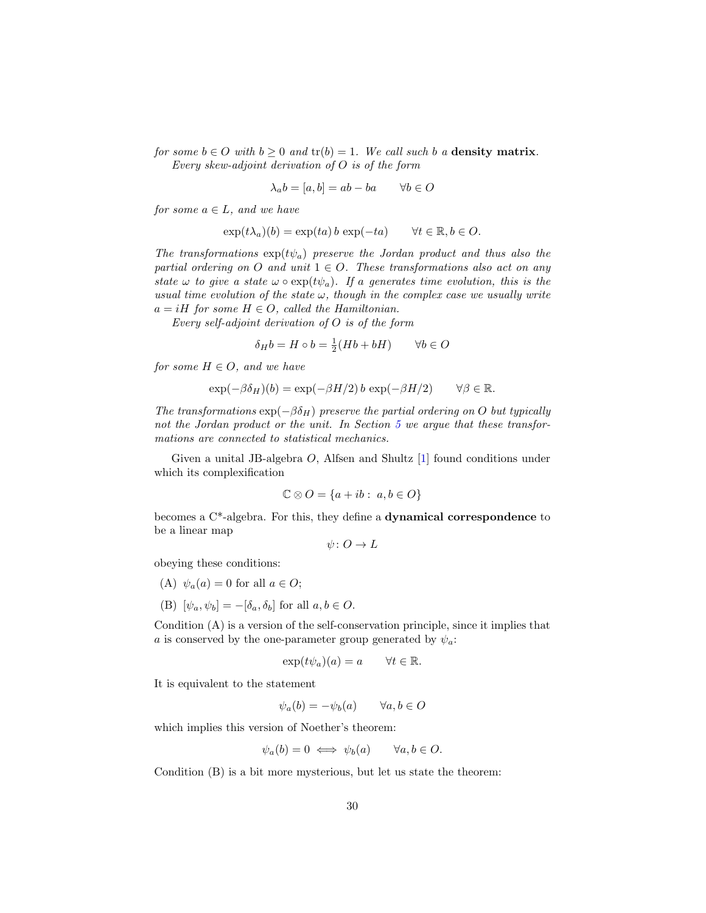*for some $b \in O$ with $b \geq 0$ and $\mathrm{tr}(b) = 1$. We call such $b$ a* ***density matrix****.*

*Every skew-adjoint derivation of $O$ is of the form*

$$\lambda_a b = [a, b] = ab - ba \qquad \forall b \in O$$

*for some $a \in L$, and we have*

$$\exp(t\lambda_a)(b) = \exp(ta)\, b\, \exp(-ta) \qquad \forall t \in \mathbb{R}, b \in O.$$

*The transformations $\exp(t\psi_a)$ preserve the Jordan product and thus also the partial ordering on $O$ and unit $1 \in O$. These transformations also act on any state $\omega$ to give a state $\omega \circ \exp(t\psi_a)$. If $a$ generates time evolution, this is the usual time evolution of the state $\omega$, though in the complex case we usually write $a = iH$ for some $H \in O$, called the Hamiltonian.*

*Every self-adjoint derivation of $O$ is of the form*

$$\delta_H b = H \circ b = \tfrac{1}{2}(Hb + bH) \qquad \forall b \in O$$

*for some $H \in O$, and we have*

$$\exp(-\beta\delta_H)(b) = \exp(-\beta H/2)\, b\, \exp(-\beta H/2) \qquad \forall \beta \in \mathbb{R}.$$

*The transformations $\exp(-\beta\delta_H)$ preserve the partial ordering on $O$ but typically not the Jordan product or the unit. In Section 5 we argue that these transformations are connected to statistical mechanics.*

Given a unital JB-algebra $O$, Alfsen and Shultz [1] found conditions under which its complexification

$$\mathbb{C} \otimes O = \{a + ib : \; a, b \in O\}$$

becomes a C\*-algebra. For this, they define a **dynamical correspondence** to be a linear map

$$\psi \colon O \to L$$

obeying these conditions:

(A) $\psi_a(a) = 0$ for all $a \in O$;

(B) $[\psi_a, \psi_b] = -[\delta_a, \delta_b]$ for all $a, b \in O$.

Condition (A) is a version of the self-conservation principle, since it implies that $a$ is conserved by the one-parameter group generated by $\psi_a$:

$$\exp(t\psi_a)(a) = a \qquad \forall t \in \mathbb{R}.$$

It is equivalent to the statement

$$\psi_a(b) = -\psi_b(a) \qquad \forall a, b \in O$$

which implies this version of Noether's theorem:

$$\psi_a(b) = 0 \iff \psi_b(a) \qquad \forall a, b \in O.$$

Condition (B) is a bit more mysterious, but let us state the theorem: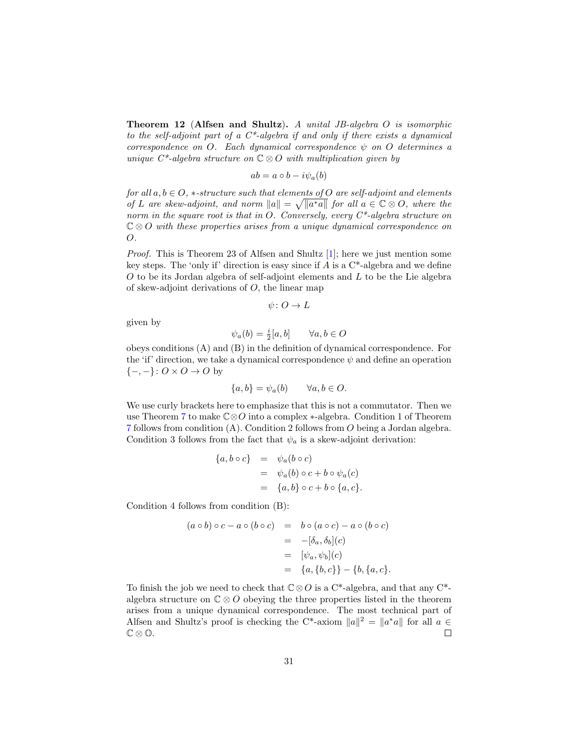**Theorem 12** (**Alfsen and Shultz**). *A unital JB-algebra $O$ is isomorphic to the self-adjoint part of a C\*-algebra if and only if there exists a dynamical correspondence on $O$. Each dynamical correspondence $\psi$ on $O$ determines a unique C\*-algebra structure on $\mathbb{C} \otimes O$ with multiplication given by*

$$ab = a \circ b - i\psi_a(b)$$

*for all $a, b \in O$, $*$-structure such that elements of $O$ are self-adjoint and elements of $L$ are skew-adjoint, and norm $\|a\| = \sqrt{\|a^*a\|}$ for all $a \in \mathbb{C} \otimes O$, where the norm in the square root is that in $O$. Conversely, every C\*-algebra structure on $\mathbb{C} \otimes O$ with these properties arises from a unique dynamical correspondence on $O$.*

*Proof.* This is Theorem 23 of Alfsen and Shultz [1]; here we just mention some key steps. The 'only if' direction is easy since if $A$ is a C\*-algebra and we define $O$ to be its Jordan algebra of self-adjoint elements and $L$ to be the Lie algebra of skew-adjoint derivations of $O$, the linear map

$$\psi \colon O \to L$$

given by

$$\psi_a(b) = \tfrac{i}{2}[a, b] \qquad \forall a, b \in O$$

obeys conditions (A) and (B) in the definition of dynamical correspondence. For the 'if' direction, we take a dynamical correspondence $\psi$ and define an operation $\{-,-\} \colon O \times O \to O$ by

$$\{a, b\} = \psi_a(b) \qquad \forall a, b \in O.$$

We use curly brackets here to emphasize that this is not a commutator. Then we use Theorem 7 to make $\mathbb{C} \otimes O$ into a complex $*$-algebra. Condition 1 of Theorem 7 follows from condition (A). Condition 2 follows from $O$ being a Jordan algebra. Condition 3 follows from the fact that $\psi_a$ is a skew-adjoint derivation:

$$\begin{aligned}
\{a, b \circ c\} &= \psi_a(b \circ c) \\
&= \psi_a(b) \circ c + b \circ \psi_a(c) \\
&= \{a, b\} \circ c + b \circ \{a, c\}.
\end{aligned}$$

Condition 4 follows from condition (B):

$$\begin{aligned}
(a \circ b) \circ c - a \circ (b \circ c) &= b \circ (a \circ c) - a \circ (b \circ c) \\
&= -[\delta_a, \delta_b](c) \\
&= [\psi_a, \psi_b](c) \\
&= \{a, \{b, c\}\} - \{b, \{a, c\}\}.
\end{aligned}$$

To finish the job we need to check that $\mathbb{C} \otimes O$ is a C\*-algebra, and that any C\*-algebra structure on $\mathbb{C} \otimes O$ obeying the three properties listed in the theorem arises from a unique dynamical correspondence. The most technical part of Alfsen and Shultz's proof is checking the C\*-axiom $\|a\|^2 = \|a^*a\|$ for all $a \in \mathbb{C} \otimes \mathbb{O}$. ∎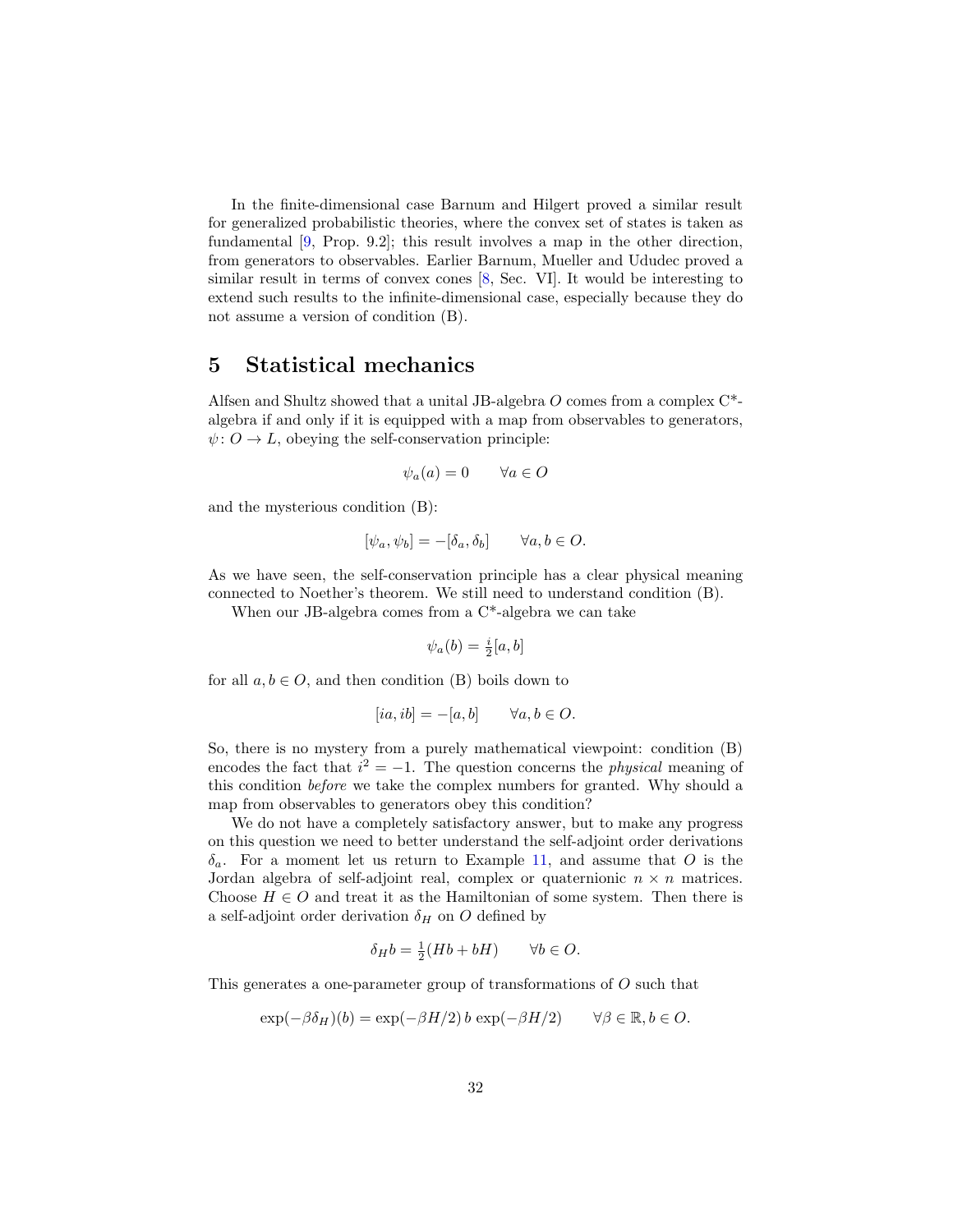In the finite-dimensional case Barnum and Hilgert proved a similar result for generalized probabilistic theories, where the convex set of states is taken as fundamental [9, Prop. 9.2]; this result involves a map in the other direction, from generators to observables. Earlier Barnum, Mueller and Ududec proved a similar result in terms of convex cones [8, Sec. VI]. It would be interesting to extend such results to the infinite-dimensional case, especially because they do not assume a version of condition (B).

# 5 Statistical mechanics

Alfsen and Shultz showed that a unital JB-algebra $O$ comes from a complex C*-algebra if and only if it is equipped with a map from observables to generators, $\psi\colon O \to L$, obeying the self-conservation principle:

$$\psi_a(a) = 0 \qquad \forall a \in O$$

and the mysterious condition (B):

$$[\psi_a, \psi_b] = -[\delta_a, \delta_b] \qquad \forall a, b \in O.$$

As we have seen, the self-conservation principle has a clear physical meaning connected to Noether's theorem. We still need to understand condition (B).

When our JB-algebra comes from a C*-algebra we can take

$$\psi_a(b) = \tfrac{i}{2}[a, b]$$

for all $a, b \in O$, and then condition (B) boils down to

$$[ia, ib] = -[a, b] \qquad \forall a, b \in O.$$

So, there is no mystery from a purely mathematical viewpoint: condition (B) encodes the fact that $i^2 = -1$. The question concerns the *physical* meaning of this condition *before* we take the complex numbers for granted. Why should a map from observables to generators obey this condition?

We do not have a completely satisfactory answer, but to make any progress on this question we need to better understand the self-adjoint order derivations $\delta_a$. For a moment let us return to Example 11, and assume that $O$ is the Jordan algebra of self-adjoint real, complex or quaternionic $n \times n$ matrices. Choose $H \in O$ and treat it as the Hamiltonian of some system. Then there is a self-adjoint order derivation $\delta_H$ on $O$ defined by

$$\delta_H b = \tfrac{1}{2}(Hb + bH) \qquad \forall b \in O.$$

This generates a one-parameter group of transformations of $O$ such that

$$\exp(-\beta\delta_H)(b) = \exp(-\beta H/2)\, b\, \exp(-\beta H/2) \qquad \forall \beta \in \mathbb{R}, b \in O.$$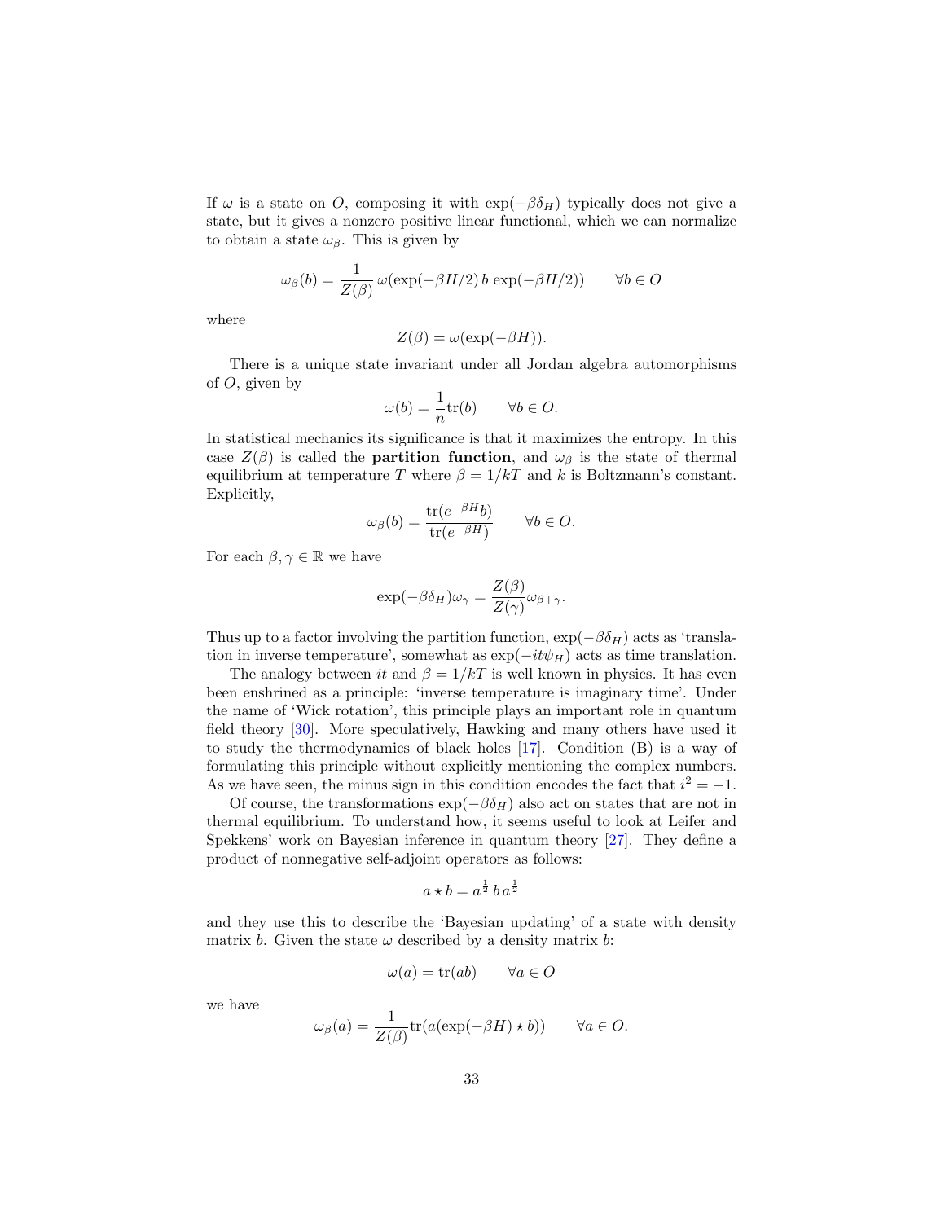If $\omega$ is a state on $O$, composing it with $\exp(-\beta\delta_H)$ typically does not give a state, but it gives a nonzero positive linear functional, which we can normalize to obtain a state $\omega_\beta$. This is given by

$$\omega_\beta(b) = \frac{1}{Z(\beta)}\,\omega(\exp(-\beta H/2)\,b\,\exp(-\beta H/2)) \qquad \forall b \in O$$

where

$$Z(\beta) = \omega(\exp(-\beta H)).$$

There is a unique state invariant under all Jordan algebra automorphisms of $O$, given by

$$\omega(b) = \frac{1}{n}\mathrm{tr}(b) \qquad \forall b \in O.$$

In statistical mechanics its significance is that it maximizes the entropy. In this case $Z(\beta)$ is called the **partition function**, and $\omega_\beta$ is the state of thermal equilibrium at temperature $T$ where $\beta = 1/kT$ and $k$ is Boltzmann's constant. Explicitly,

$$\omega_\beta(b) = \frac{\mathrm{tr}(e^{-\beta H}b)}{\mathrm{tr}(e^{-\beta H})} \qquad \forall b \in O.$$

For each $\beta, \gamma \in \mathbb{R}$ we have

$$\exp(-\beta\delta_H)\omega_\gamma = \frac{Z(\beta)}{Z(\gamma)}\omega_{\beta+\gamma}.$$

Thus up to a factor involving the partition function, $\exp(-\beta\delta_H)$ acts as 'translation in inverse temperature', somewhat as $\exp(-it\psi_H)$ acts as time translation.

The analogy between $it$ and $\beta = 1/kT$ is well known in physics. It has even been enshrined as a principle: 'inverse temperature is imaginary time'. Under the name of 'Wick rotation', this principle plays an important role in quantum field theory [30]. More speculatively, Hawking and many others have used it to study the thermodynamics of black holes [17]. Condition (B) is a way of formulating this principle without explicitly mentioning the complex numbers. As we have seen, the minus sign in this condition encodes the fact that $i^2 = -1$.

Of course, the transformations $\exp(-\beta\delta_H)$ also act on states that are not in thermal equilibrium. To understand how, it seems useful to look at Leifer and Spekkens' work on Bayesian inference in quantum theory [27]. They define a product of nonnegative self-adjoint operators as follows:

$$a \star b = a^{\frac{1}{2}}\,b\,a^{\frac{1}{2}}$$

and they use this to describe the 'Bayesian updating' of a state with density matrix $b$. Given the state $\omega$ described by a density matrix $b$:

$$\omega(a) = \mathrm{tr}(ab) \qquad \forall a \in O$$

we have

$$\omega_\beta(a) = \frac{1}{Z(\beta)}\mathrm{tr}(a(\exp(-\beta H) \star b)) \qquad \forall a \in O.$$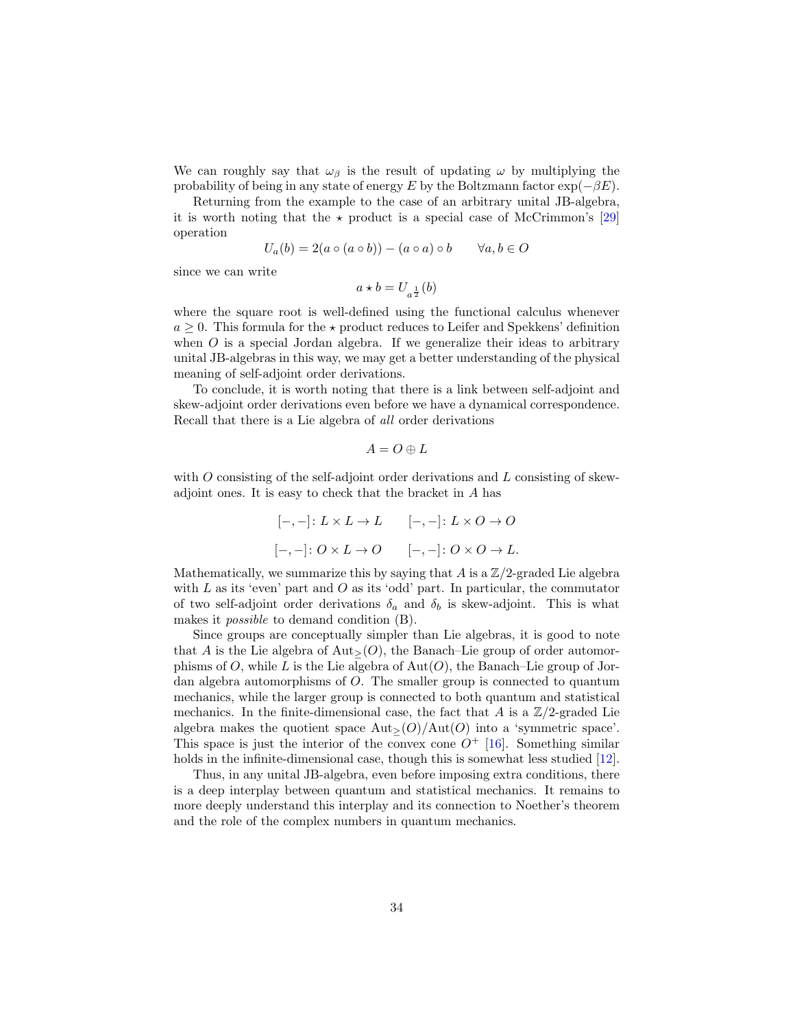We can roughly say that $\omega_\beta$ is the result of updating $\omega$ by multiplying the probability of being in any state of energy $E$ by the Boltzmann factor $\exp(-\beta E)$.

Returning from the example to the case of an arbitrary unital JB-algebra, it is worth noting that the $\star$ product is a special case of McCrimmon's [29] operation

$$U_a(b) = 2(a \circ (a \circ b)) - (a \circ a) \circ b \qquad \forall a, b \in O$$

since we can write

$$a \star b = U_{a^{\frac{1}{2}}}(b)$$

where the square root is well-defined using the functional calculus whenever $a \geq 0$. This formula for the $\star$ product reduces to Leifer and Spekkens' definition when $O$ is a special Jordan algebra. If we generalize their ideas to arbitrary unital JB-algebras in this way, we may get a better understanding of the physical meaning of self-adjoint order derivations.

To conclude, it is worth noting that there is a link between self-adjoint and skew-adjoint order derivations even before we have a dynamical correspondence. Recall that there is a Lie algebra of *all* order derivations

$$A = O \oplus L$$

with $O$ consisting of the self-adjoint order derivations and $L$ consisting of skew-adjoint ones. It is easy to check that the bracket in $A$ has

$$[-,-]\colon L \times L \to L \qquad [-,-]\colon L \times O \to O$$

$$[-,-]\colon O \times L \to O \qquad [-,-]\colon O \times O \to L.$$

Mathematically, we summarize this by saying that $A$ is a $\mathbb{Z}/2$-graded Lie algebra with $L$ as its 'even' part and $O$ as its 'odd' part. In particular, the commutator of two self-adjoint order derivations $\delta_a$ and $\delta_b$ is skew-adjoint. This is what makes it *possible* to demand condition (B).

Since groups are conceptually simpler than Lie algebras, it is good to note that $A$ is the Lie algebra of $\mathrm{Aut}_{\geq}(O)$, the Banach–Lie group of order automorphisms of $O$, while $L$ is the Lie algebra of $\mathrm{Aut}(O)$, the Banach–Lie group of Jordan algebra automorphisms of $O$. The smaller group is connected to quantum mechanics, while the larger group is connected to both quantum and statistical mechanics. In the finite-dimensional case, the fact that $A$ is a $\mathbb{Z}/2$-graded Lie algebra makes the quotient space $\mathrm{Aut}_{\geq}(O)/\mathrm{Aut}(O)$ into a 'symmetric space'. This space is just the interior of the convex cone $O^+$ [16]. Something similar holds in the infinite-dimensional case, though this is somewhat less studied [12].

Thus, in any unital JB-algebra, even before imposing extra conditions, there is a deep interplay between quantum and statistical mechanics. It remains to more deeply understand this interplay and its connection to Noether's theorem and the role of the complex numbers in quantum mechanics.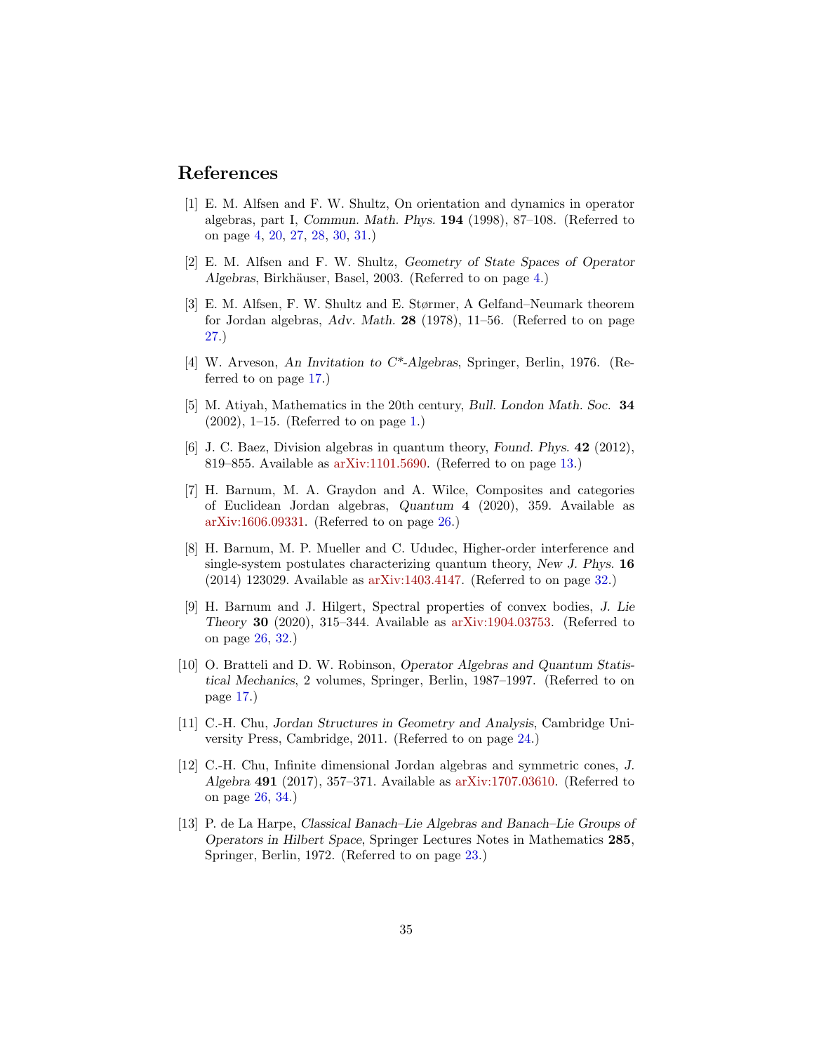## References

[1] E. M. Alfsen and F. W. Shultz, On orientation and dynamics in operator algebras, part I, *Commun. Math. Phys.* **194** (1998), 87–108. (Referred to on page 4, 20, 27, 28, 30, 31.)

[2] E. M. Alfsen and F. W. Shultz, *Geometry of State Spaces of Operator Algebras*, Birkhäuser, Basel, 2003. (Referred to on page 4.)

[3] E. M. Alfsen, F. W. Shultz and E. Størmer, A Gelfand–Neumark theorem for Jordan algebras, *Adv. Math.* **28** (1978), 11–56. (Referred to on page 27.)

[4] W. Arveson, *An Invitation to C\*-Algebras*, Springer, Berlin, 1976. (Referred to on page 17.)

[5] M. Atiyah, Mathematics in the 20th century, *Bull. London Math. Soc.* **34** (2002), 1–15. (Referred to on page 1.)

[6] J. C. Baez, Division algebras in quantum theory, *Found. Phys.* **42** (2012), 819–855. Available as arXiv:1101.5690. (Referred to on page 13.)

[7] H. Barnum, M. A. Graydon and A. Wilce, Composites and categories of Euclidean Jordan algebras, *Quantum* **4** (2020), 359. Available as arXiv:1606.09331. (Referred to on page 26.)

[8] H. Barnum, M. P. Mueller and C. Ududec, Higher-order interference and single-system postulates characterizing quantum theory, *New J. Phys.* **16** (2014) 123029. Available as arXiv:1403.4147. (Referred to on page 32.)

[9] H. Barnum and J. Hilgert, Spectral properties of convex bodies, *J. Lie Theory* **30** (2020), 315–344. Available as arXiv:1904.03753. (Referred to on page 26, 32.)

[10] O. Bratteli and D. W. Robinson, *Operator Algebras and Quantum Statistical Mechanics*, 2 volumes, Springer, Berlin, 1987–1997. (Referred to on page 17.)

[11] C.-H. Chu, *Jordan Structures in Geometry and Analysis*, Cambridge University Press, Cambridge, 2011. (Referred to on page 24.)

[12] C.-H. Chu, Infinite dimensional Jordan algebras and symmetric cones, *J. Algebra* **491** (2017), 357–371. Available as arXiv:1707.03610. (Referred to on page 26, 34.)

[13] P. de La Harpe, *Classical Banach–Lie Algebras and Banach–Lie Groups of Operators in Hilbert Space*, Springer Lectures Notes in Mathematics **285**, Springer, Berlin, 1972. (Referred to on page 23.)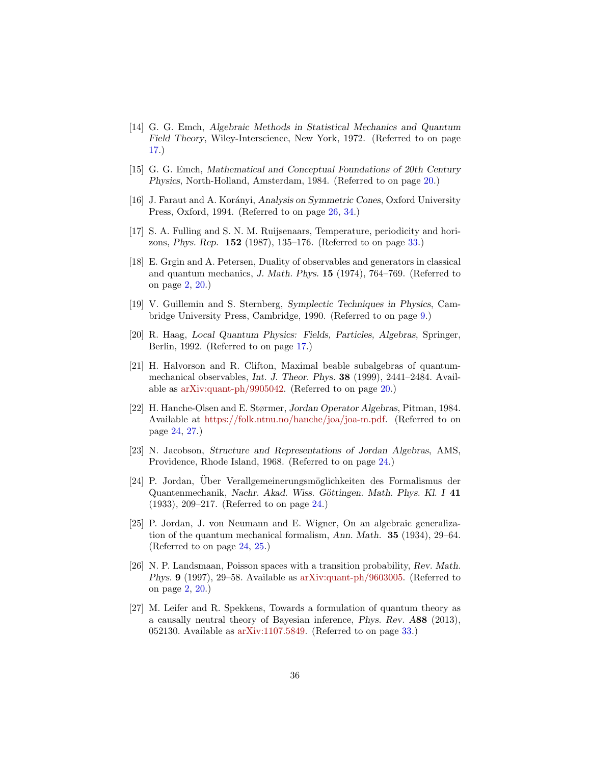[14] G. G. Emch, *Algebraic Methods in Statistical Mechanics and Quantum Field Theory*, Wiley-Interscience, New York, 1972. (Referred to on page 17.)

[15] G. G. Emch, *Mathematical and Conceptual Foundations of 20th Century Physics*, North-Holland, Amsterdam, 1984. (Referred to on page 20.)

[16] J. Faraut and A. Korányi, *Analysis on Symmetric Cones*, Oxford University Press, Oxford, 1994. (Referred to on page 26, 34.)

[17] S. A. Fulling and S. N. M. Ruijsenaars, Temperature, periodicity and horizons, *Phys. Rep.* **152** (1987), 135–176. (Referred to on page 33.)

[18] E. Grgin and A. Petersen, Duality of observables and generators in classical and quantum mechanics, *J. Math. Phys.* **15** (1974), 764–769. (Referred to on page 2, 20.)

[19] V. Guillemin and S. Sternberg, *Symplectic Techniques in Physics*, Cambridge University Press, Cambridge, 1990. (Referred to on page 9.)

[20] R. Haag, *Local Quantum Physics: Fields, Particles, Algebras*, Springer, Berlin, 1992. (Referred to on page 17.)

[21] H. Halvorson and R. Clifton, Maximal beable subalgebras of quantum-mechanical observables, *Int. J. Theor. Phys.* **38** (1999), 2441–2484. Available as arXiv:quant-ph/9905042. (Referred to on page 20.)

[22] H. Hanche-Olsen and E. Størmer, *Jordan Operator Algebras*, Pitman, 1984. Available at https://folk.ntnu.no/hanche/joa/joa-m.pdf. (Referred to on page 24, 27.)

[23] N. Jacobson, *Structure and Representations of Jordan Algebras*, AMS, Providence, Rhode Island, 1968. (Referred to on page 24.)

[24] P. Jordan, Über Verallgemeinerungsmöglichkeiten des Formalismus der Quantenmechanik, *Nachr. Akad. Wiss. Göttingen. Math. Phys. Kl. I* **41** (1933), 209–217. (Referred to on page 24.)

[25] P. Jordan, J. von Neumann and E. Wigner, On an algebraic generalization of the quantum mechanical formalism, *Ann. Math.* **35** (1934), 29–64. (Referred to on page 24, 25.)

[26] N. P. Landsmaan, Poisson spaces with a transition probability, *Rev. Math. Phys.* **9** (1997), 29–58. Available as arXiv:quant-ph/9603005. (Referred to on page 2, 20.)

[27] M. Leifer and R. Spekkens, Towards a formulation of quantum theory as a causally neutral theory of Bayesian inference, *Phys. Rev. A* **88** (2013), 052130. Available as arXiv:1107.5849. (Referred to on page 33.)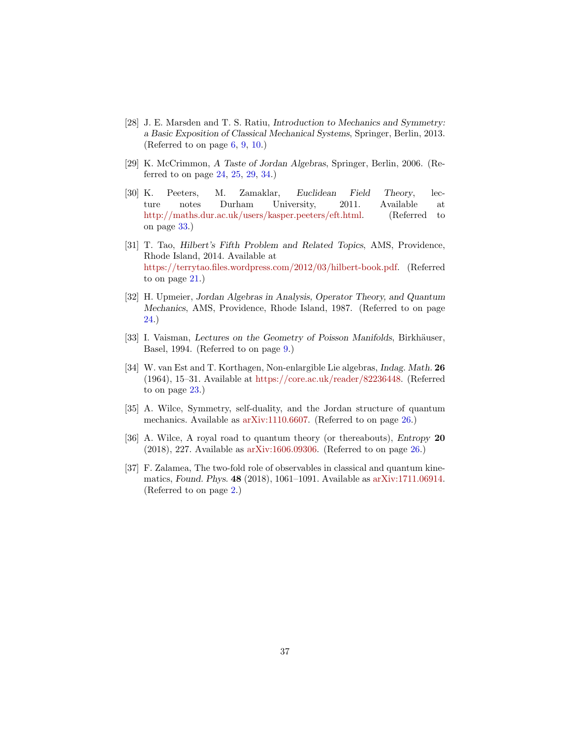[28] J. E. Marsden and T. S. Ratiu, *Introduction to Mechanics and Symmetry: a Basic Exposition of Classical Mechanical Systems*, Springer, Berlin, 2013. (Referred to on page 6, 9, 10.)

[29] K. McCrimmon, *A Taste of Jordan Algebras*, Springer, Berlin, 2006. (Referred to on page 24, 25, 29, 34.)

[30] K. Peeters, M. Zamaklar, *Euclidean Field Theory*, lecture notes Durham University, 2011. Available at http://maths.dur.ac.uk/users/kasper.peeters/eft.html. (Referred to on page 33.)

[31] T. Tao, *Hilbert's Fifth Problem and Related Topics*, AMS, Providence, Rhode Island, 2014. Available at https://terrytao.files.wordpress.com/2012/03/hilbert-book.pdf. (Referred to on page 21.)

[32] H. Upmeier, *Jordan Algebras in Analysis, Operator Theory, and Quantum Mechanics*, AMS, Providence, Rhode Island, 1987. (Referred to on page 24.)

[33] I. Vaisman, *Lectures on the Geometry of Poisson Manifolds*, Birkhäuser, Basel, 1994. (Referred to on page 9.)

[34] W. van Est and T. Korthagen, Non-enlargible Lie algebras, *Indag. Math.* **26** (1964), 15–31. Available at https://core.ac.uk/reader/82236448. (Referred to on page 23.)

[35] A. Wilce, Symmetry, self-duality, and the Jordan structure of quantum mechanics. Available as arXiv:1110.6607. (Referred to on page 26.)

[36] A. Wilce, A royal road to quantum theory (or thereabouts), *Entropy* **20** (2018), 227. Available as arXiv:1606.09306. (Referred to on page 26.)

[37] F. Zalamea, The two-fold role of observables in classical and quantum kinematics, *Found. Phys.* **48** (2018), 1061–1091. Available as arXiv:1711.06914. (Referred to on page 2.)